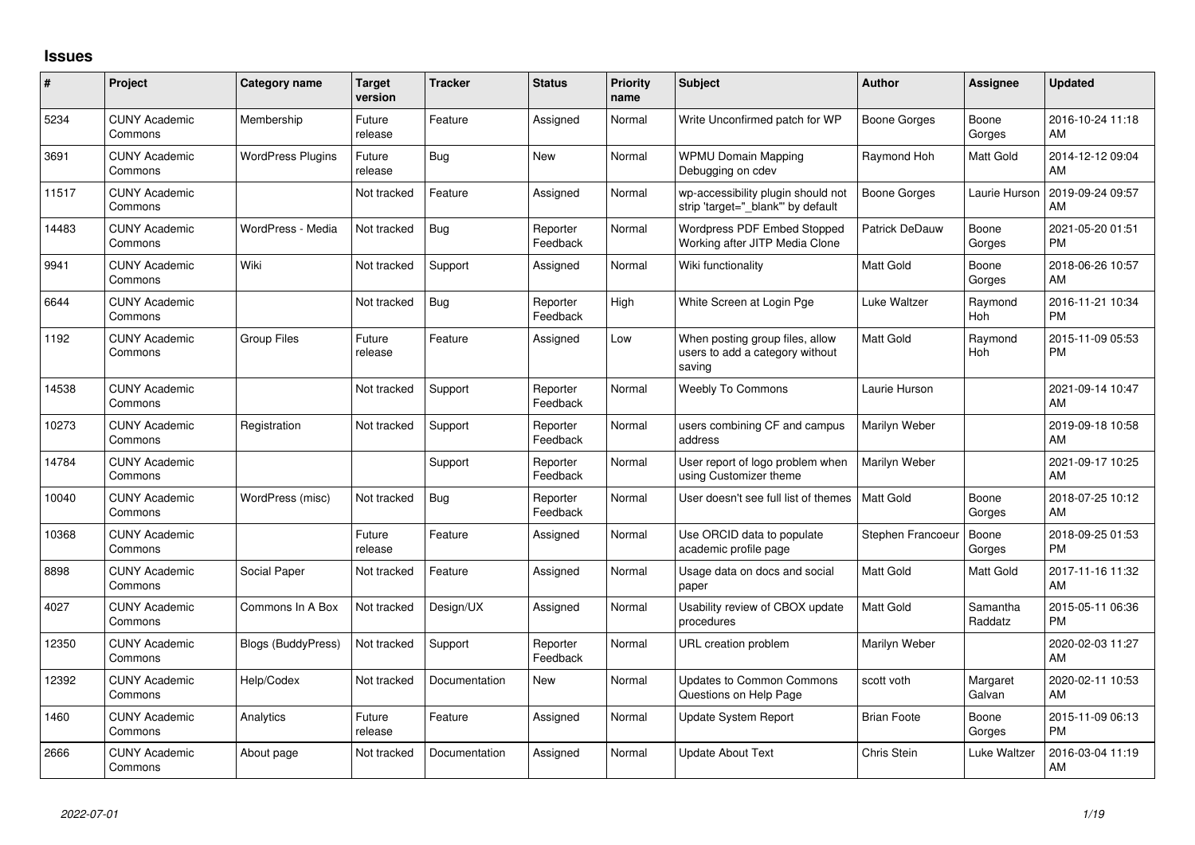## Issues

| # | Project | Category name | Target version | Tracker | Status | Priority name | Subject | Author | Assignee | Updated |
|---|---|---|---|---|---|---|---|---|---|---|
| 5234 | CUNY Academic Commons | Membership | Future release | Feature | Assigned | Normal | Write Unconfirmed patch for WP | Boone Gorges | Boone Gorges | 2016-10-24 11:18 AM |
| 3691 | CUNY Academic Commons | WordPress Plugins | Future release | Bug | New | Normal | WPMU Domain Mapping Debugging on cdev | Raymond Hoh | Matt Gold | 2014-12-12 09:04 AM |
| 11517 | CUNY Academic Commons | | Not tracked | Feature | Assigned | Normal | wp-accessibility plugin should not strip 'target="_blank"' by default | Boone Gorges | Laurie Hurson | 2019-09-24 09:57 AM |
| 14483 | CUNY Academic Commons | WordPress - Media | Not tracked | Bug | Reporter Feedback | Normal | Wordpress PDF Embed Stopped Working after JITP Media Clone | Patrick DeDauw | Boone Gorges | 2021-05-20 01:51 PM |
| 9941 | CUNY Academic Commons | Wiki | Not tracked | Support | Assigned | Normal | Wiki functionality | Matt Gold | Boone Gorges | 2018-06-26 10:57 AM |
| 6644 | CUNY Academic Commons | | Not tracked | Bug | Reporter Feedback | High | White Screen at Login Pge | Luke Waltzer | Raymond Hoh | 2016-11-21 10:34 PM |
| 1192 | CUNY Academic Commons | Group Files | Future release | Feature | Assigned | Low | When posting group files, allow users to add a category without saving | Matt Gold | Raymond Hoh | 2015-11-09 05:53 PM |
| 14538 | CUNY Academic Commons | | Not tracked | Support | Reporter Feedback | Normal | Weebly To Commons | Laurie Hurson | | 2021-09-14 10:47 AM |
| 10273 | CUNY Academic Commons | Registration | Not tracked | Support | Reporter Feedback | Normal | users combining CF and campus address | Marilyn Weber | | 2019-09-18 10:58 AM |
| 14784 | CUNY Academic Commons | | | Support | Reporter Feedback | Normal | User report of logo problem when using Customizer theme | Marilyn Weber | | 2021-09-17 10:25 AM |
| 10040 | CUNY Academic Commons | WordPress (misc) | Not tracked | Bug | Reporter Feedback | Normal | User doesn't see full list of themes | Matt Gold | Boone Gorges | 2018-07-25 10:12 AM |
| 10368 | CUNY Academic Commons | | Future release | Feature | Assigned | Normal | Use ORCID data to populate academic profile page | Stephen Francoeur | Boone Gorges | 2018-09-25 01:53 PM |
| 8898 | CUNY Academic Commons | Social Paper | Not tracked | Feature | Assigned | Normal | Usage data on docs and social paper | Matt Gold | Matt Gold | 2017-11-16 11:32 AM |
| 4027 | CUNY Academic Commons | Commons In A Box | Not tracked | Design/UX | Assigned | Normal | Usability review of CBOX update procedures | Matt Gold | Samantha Raddatz | 2015-05-11 06:36 PM |
| 12350 | CUNY Academic Commons | Blogs (BuddyPress) | Not tracked | Support | Reporter Feedback | Normal | URL creation problem | Marilyn Weber | | 2020-02-03 11:27 AM |
| 12392 | CUNY Academic Commons | Help/Codex | Not tracked | Documentation | New | Normal | Updates to Common Commons Questions on Help Page | scott voth | Margaret Galvan | 2020-02-11 10:53 AM |
| 1460 | CUNY Academic Commons | Analytics | Future release | Feature | Assigned | Normal | Update System Report | Brian Foote | Boone Gorges | 2015-11-09 06:13 PM |
| 2666 | CUNY Academic Commons | About page | Not tracked | Documentation | Assigned | Normal | Update About Text | Chris Stein | Luke Waltzer | 2016-03-04 11:19 AM |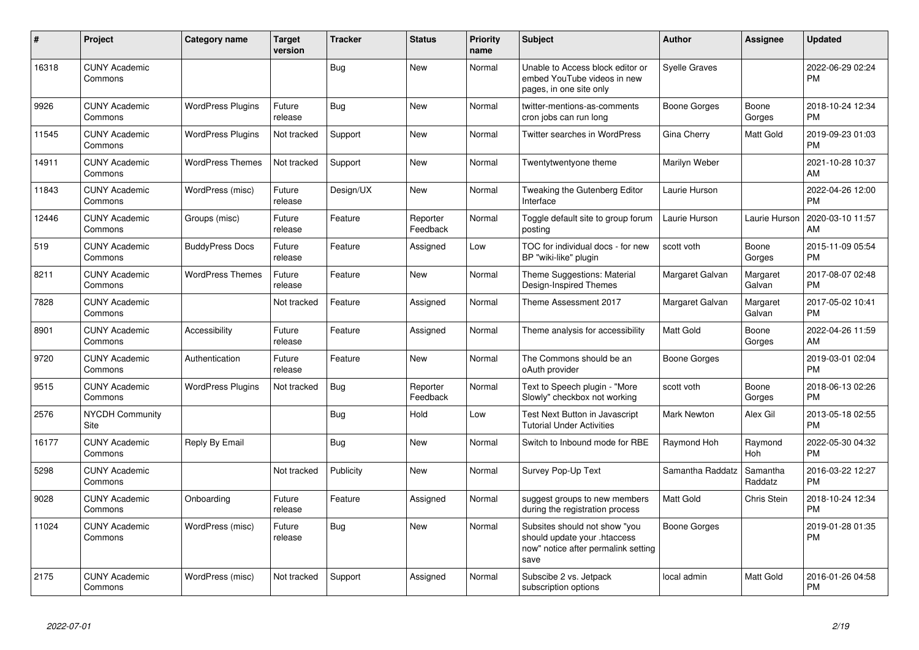| # | Project | Category name | Target version | Tracker | Status | Priority name | Subject | Author | Assignee | Updated |
|---|---|---|---|---|---|---|---|---|---|---|
| 16318 | CUNY Academic Commons | | | Bug | New | Normal | Unable to Access block editor or embed YouTube videos in new pages, in one site only | Syelle Graves | | 2022-06-29 02:24 PM |
| 9926 | CUNY Academic Commons | WordPress Plugins | Future release | Bug | New | Normal | twitter-mentions-as-comments cron jobs can run long | Boone Gorges | Boone Gorges | 2018-10-24 12:34 PM |
| 11545 | CUNY Academic Commons | WordPress Plugins | Not tracked | Support | New | Normal | Twitter searches in WordPress | Gina Cherry | Matt Gold | 2019-09-23 01:03 PM |
| 14911 | CUNY Academic Commons | WordPress Themes | Not tracked | Support | New | Normal | Twentytwentyone theme | Marilyn Weber | | 2021-10-28 10:37 AM |
| 11843 | CUNY Academic Commons | WordPress (misc) | Future release | Design/UX | New | Normal | Tweaking the Gutenberg Editor Interface | Laurie Hurson | | 2022-04-26 12:00 PM |
| 12446 | CUNY Academic Commons | Groups (misc) | Future release | Feature | Reporter Feedback | Normal | Toggle default site to group forum posting | Laurie Hurson | Laurie Hurson | 2020-03-10 11:57 AM |
| 519 | CUNY Academic Commons | BuddyPress Docs | Future release | Feature | Assigned | Low | TOC for individual docs - for new BP "wiki-like" plugin | scott voth | Boone Gorges | 2015-11-09 05:54 PM |
| 8211 | CUNY Academic Commons | WordPress Themes | Future release | Feature | New | Normal | Theme Suggestions: Material Design-Inspired Themes | Margaret Galvan | Margaret Galvan | 2017-08-07 02:48 PM |
| 7828 | CUNY Academic Commons | | Not tracked | Feature | Assigned | Normal | Theme Assessment 2017 | Margaret Galvan | Margaret Galvan | 2017-05-02 10:41 PM |
| 8901 | CUNY Academic Commons | Accessibility | Future release | Feature | Assigned | Normal | Theme analysis for accessibility | Matt Gold | Boone Gorges | 2022-04-26 11:59 AM |
| 9720 | CUNY Academic Commons | Authentication | Future release | Feature | New | Normal | The Commons should be an oAuth provider | Boone Gorges | | 2019-03-01 02:04 PM |
| 9515 | CUNY Academic Commons | WordPress Plugins | Not tracked | Bug | Reporter Feedback | Normal | Text to Speech plugin - "More Slowly" checkbox not working | scott voth | Boone Gorges | 2018-06-13 02:26 PM |
| 2576 | NYCDH Community Site | | | Bug | Hold | Low | Test Next Button in Javascript Tutorial Under Activities | Mark Newton | Alex Gil | 2013-05-18 02:55 PM |
| 16177 | CUNY Academic Commons | Reply By Email | | Bug | New | Normal | Switch to Inbound mode for RBE | Raymond Hoh | Raymond Hoh | 2022-05-30 04:32 PM |
| 5298 | CUNY Academic Commons | | Not tracked | Publicity | New | Normal | Survey Pop-Up Text | Samantha Raddatz | Samantha Raddatz | 2016-03-22 12:27 PM |
| 9028 | CUNY Academic Commons | Onboarding | Future release | Feature | Assigned | Normal | suggest groups to new members during the registration process | Matt Gold | Chris Stein | 2018-10-24 12:34 PM |
| 11024 | CUNY Academic Commons | WordPress (misc) | Future release | Bug | New | Normal | Subsites should not show "you should update your .htaccess now" notice after permalink setting save | Boone Gorges | | 2019-01-28 01:35 PM |
| 2175 | CUNY Academic Commons | WordPress (misc) | Not tracked | Support | Assigned | Normal | Subscibe 2 vs. Jetpack subscription options | local admin | Matt Gold | 2016-01-26 04:58 PM |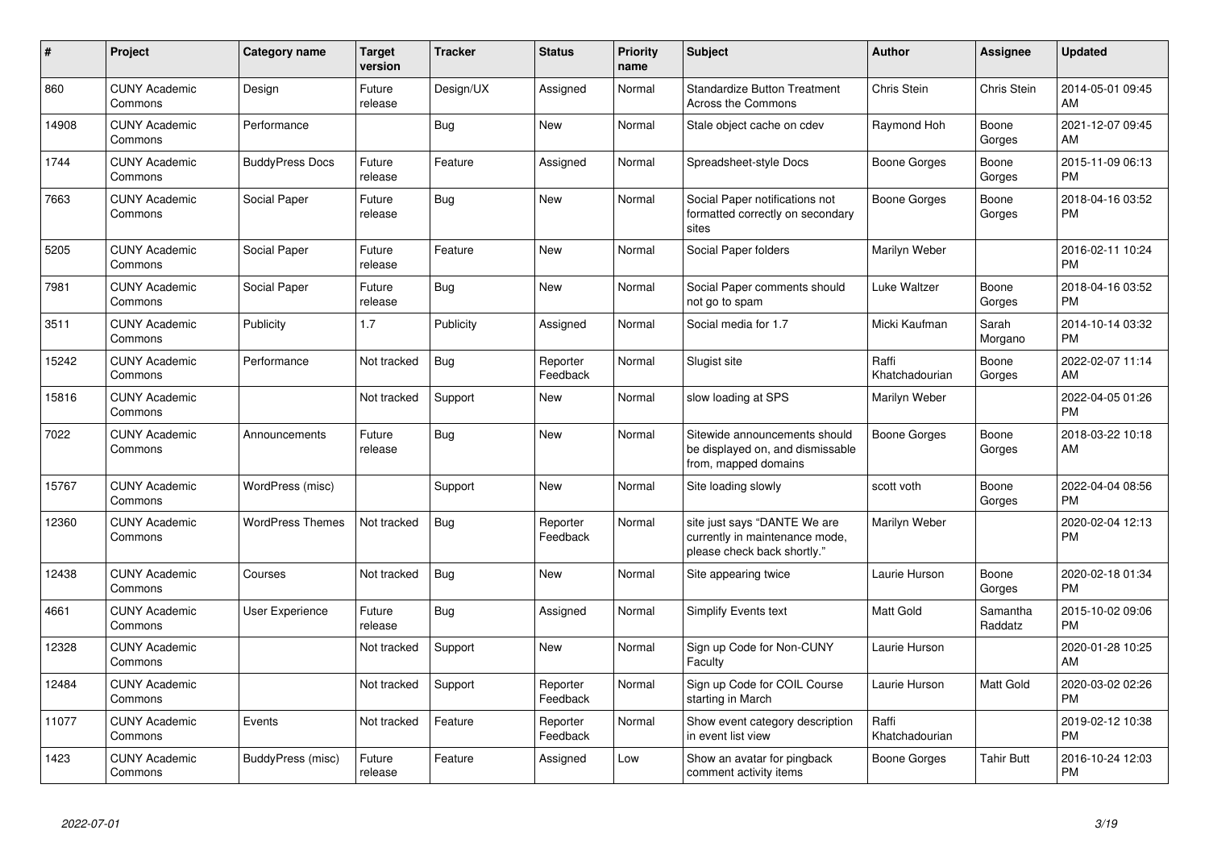| # | Project | Category name | Target version | Tracker | Status | Priority name | Subject | Author | Assignee | Updated |
|---|---|---|---|---|---|---|---|---|---|---|
| 860 | CUNY Academic Commons | Design | Future release | Design/UX | Assigned | Normal | Standardize Button Treatment Across the Commons | Chris Stein | Chris Stein | 2014-05-01 09:45 AM |
| 14908 | CUNY Academic Commons | Performance | | Bug | New | Normal | Stale object cache on cdev | Raymond Hoh | Boone Gorges | 2021-12-07 09:45 AM |
| 1744 | CUNY Academic Commons | BuddyPress Docs | Future release | Feature | Assigned | Normal | Spreadsheet-style Docs | Boone Gorges | Boone Gorges | 2015-11-09 06:13 PM |
| 7663 | CUNY Academic Commons | Social Paper | Future release | Bug | New | Normal | Social Paper notifications not formatted correctly on secondary sites | Boone Gorges | Boone Gorges | 2018-04-16 03:52 PM |
| 5205 | CUNY Academic Commons | Social Paper | Future release | Feature | New | Normal | Social Paper folders | Marilyn Weber | | 2016-02-11 10:24 PM |
| 7981 | CUNY Academic Commons | Social Paper | Future release | Bug | New | Normal | Social Paper comments should not go to spam | Luke Waltzer | Boone Gorges | 2018-04-16 03:52 PM |
| 3511 | CUNY Academic Commons | Publicity | 1.7 | Publicity | Assigned | Normal | Social media for 1.7 | Micki Kaufman | Sarah Morgano | 2014-10-14 03:32 PM |
| 15242 | CUNY Academic Commons | Performance | Not tracked | Bug | Reporter Feedback | Normal | Slugist site | Raffi Khatchadourian | Boone Gorges | 2022-02-07 11:14 AM |
| 15816 | CUNY Academic Commons | | Not tracked | Support | New | Normal | slow loading at SPS | Marilyn Weber | | 2022-04-05 01:26 PM |
| 7022 | CUNY Academic Commons | Announcements | Future release | Bug | New | Normal | Sitewide announcements should be displayed on, and dismissable from, mapped domains | Boone Gorges | Boone Gorges | 2018-03-22 10:18 AM |
| 15767 | CUNY Academic Commons | WordPress (misc) | | Support | New | Normal | Site loading slowly | scott voth | Boone Gorges | 2022-04-04 08:56 PM |
| 12360 | CUNY Academic Commons | WordPress Themes | Not tracked | Bug | Reporter Feedback | Normal | site just says "DANTE We are currently in maintenance mode, please check back shortly." | Marilyn Weber | | 2020-02-04 12:13 PM |
| 12438 | CUNY Academic Commons | Courses | Not tracked | Bug | New | Normal | Site appearing twice | Laurie Hurson | Boone Gorges | 2020-02-18 01:34 PM |
| 4661 | CUNY Academic Commons | User Experience | Future release | Bug | Assigned | Normal | Simplify Events text | Matt Gold | Samantha Raddatz | 2015-10-02 09:06 PM |
| 12328 | CUNY Academic Commons | | Not tracked | Support | New | Normal | Sign up Code for Non-CUNY Faculty | Laurie Hurson | | 2020-01-28 10:25 AM |
| 12484 | CUNY Academic Commons | | Not tracked | Support | Reporter Feedback | Normal | Sign up Code for COIL Course starting in March | Laurie Hurson | Matt Gold | 2020-03-02 02:26 PM |
| 11077 | CUNY Academic Commons | Events | Not tracked | Feature | Reporter Feedback | Normal | Show event category description in event list view | Raffi Khatchadourian | | 2019-02-12 10:38 PM |
| 1423 | CUNY Academic Commons | BuddyPress (misc) | Future release | Feature | Assigned | Low | Show an avatar for pingback comment activity items | Boone Gorges | Tahir Butt | 2016-10-24 12:03 PM |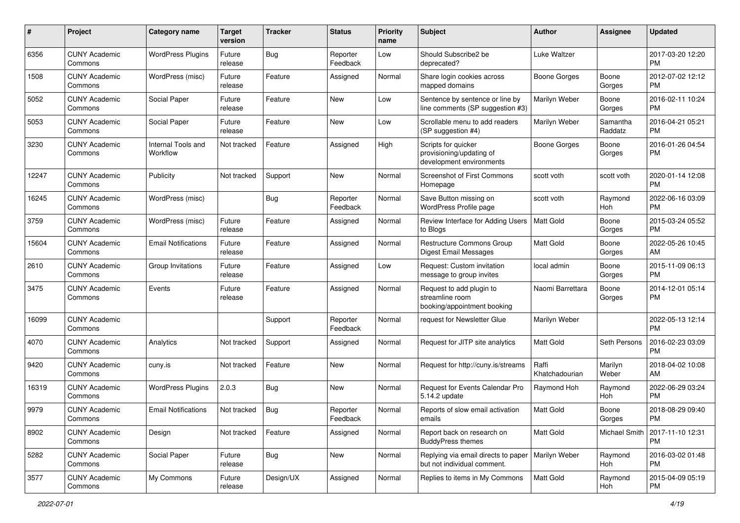| # | Project | Category name | Target version | Tracker | Status | Priority name | Subject | Author | Assignee | Updated |
|---|---|---|---|---|---|---|---|---|---|---|
| 6356 | CUNY Academic Commons | WordPress Plugins | Future release | Bug | Reporter Feedback | Low | Should Subscribe2 be deprecated? | Luke Waltzer | | 2017-03-20 12:20 PM |
| 1508 | CUNY Academic Commons | WordPress (misc) | Future release | Feature | Assigned | Normal | Share login cookies across mapped domains | Boone Gorges | Boone Gorges | 2012-07-02 12:12 PM |
| 5052 | CUNY Academic Commons | Social Paper | Future release | Feature | New | Low | Sentence by sentence or line by line comments (SP suggestion #3) | Marilyn Weber | Boone Gorges | 2016-02-11 10:24 PM |
| 5053 | CUNY Academic Commons | Social Paper | Future release | Feature | New | Low | Scrollable menu to add readers (SP suggestion #4) | Marilyn Weber | Samantha Raddatz | 2016-04-21 05:21 PM |
| 3230 | CUNY Academic Commons | Internal Tools and Workflow | Not tracked | Feature | Assigned | High | Scripts for quicker provisioning/updating of development environments | Boone Gorges | Boone Gorges | 2016-01-26 04:54 PM |
| 12247 | CUNY Academic Commons | Publicity | Not tracked | Support | New | Normal | Screenshot of First Commons Homepage | scott voth | scott voth | 2020-01-14 12:08 PM |
| 16245 | CUNY Academic Commons | WordPress (misc) | | Bug | Reporter Feedback | Normal | Save Button missing on WordPress Profile page | scott voth | Raymond Hoh | 2022-06-16 03:09 PM |
| 3759 | CUNY Academic Commons | WordPress (misc) | Future release | Feature | Assigned | Normal | Review Interface for Adding Users to Blogs | Matt Gold | Boone Gorges | 2015-03-24 05:52 PM |
| 15604 | CUNY Academic Commons | Email Notifications | Future release | Feature | Assigned | Normal | Restructure Commons Group Digest Email Messages | Matt Gold | Boone Gorges | 2022-05-26 10:45 AM |
| 2610 | CUNY Academic Commons | Group Invitations | Future release | Feature | Assigned | Low | Request: Custom invitation message to group invites | local admin | Boone Gorges | 2015-11-09 06:13 PM |
| 3475 | CUNY Academic Commons | Events | Future release | Feature | Assigned | Normal | Request to add plugin to streamline room booking/appointment booking | Naomi Barrettara | Boone Gorges | 2014-12-01 05:14 PM |
| 16099 | CUNY Academic Commons | | | Support | Reporter Feedback | Normal | request for Newsletter Glue | Marilyn Weber | | 2022-05-13 12:14 PM |
| 4070 | CUNY Academic Commons | Analytics | Not tracked | Support | Assigned | Normal | Request for JITP site analytics | Matt Gold | Seth Persons | 2016-02-23 03:09 PM |
| 9420 | CUNY Academic Commons | cuny.is | Not tracked | Feature | New | Normal | Request for http://cuny.is/streams | Raffi Khatchadourian | Marilyn Weber | 2018-04-02 10:08 AM |
| 16319 | CUNY Academic Commons | WordPress Plugins | 2.0.3 | Bug | New | Normal | Request for Events Calendar Pro 5.14.2 update | Raymond Hoh | Raymond Hoh | 2022-06-29 03:24 PM |
| 9979 | CUNY Academic Commons | Email Notifications | Not tracked | Bug | Reporter Feedback | Normal | Reports of slow email activation emails | Matt Gold | Boone Gorges | 2018-08-29 09:40 PM |
| 8902 | CUNY Academic Commons | Design | Not tracked | Feature | Assigned | Normal | Report back on research on BuddyPress themes | Matt Gold | Michael Smith | 2017-11-10 12:31 PM |
| 5282 | CUNY Academic Commons | Social Paper | Future release | Bug | New | Normal | Replying via email directs to paper but not individual comment. | Marilyn Weber | Raymond Hoh | 2016-03-02 01:48 PM |
| 3577 | CUNY Academic Commons | My Commons | Future release | Design/UX | Assigned | Normal | Replies to items in My Commons | Matt Gold | Raymond Hoh | 2015-04-09 05:19 PM |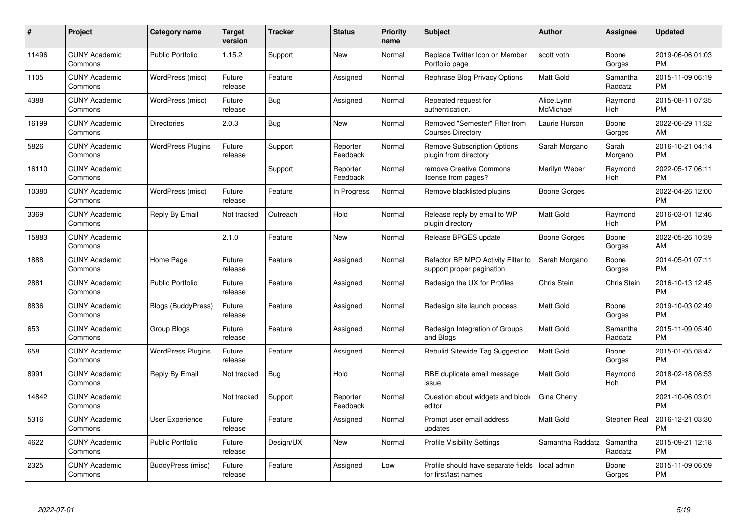| # | Project | Category name | Target version | Tracker | Status | Priority name | Subject | Author | Assignee | Updated |
|---|---|---|---|---|---|---|---|---|---|---|
| 11496 | CUNY Academic Commons | Public Portfolio | 1.15.2 | Support | New | Normal | Replace Twitter Icon on Member Portfolio page | scott voth | Boone Gorges | 2019-06-06 01:03 PM |
| 1105 | CUNY Academic Commons | WordPress (misc) | Future release | Feature | Assigned | Normal | Rephrase Blog Privacy Options | Matt Gold | Samantha Raddatz | 2015-11-09 06:19 PM |
| 4388 | CUNY Academic Commons | WordPress (misc) | Future release | Bug | Assigned | Normal | Repeated request for authentication. | Alice.Lynn McMichael | Raymond Hoh | 2015-08-11 07:35 PM |
| 16199 | CUNY Academic Commons | Directories | 2.0.3 | Bug | New | Normal | Removed "Semester" Filter from Courses Directory | Laurie Hurson | Boone Gorges | 2022-06-29 11:32 AM |
| 5826 | CUNY Academic Commons | WordPress Plugins | Future release | Support | Reporter Feedback | Normal | Remove Subscription Options plugin from directory | Sarah Morgano | Sarah Morgano | 2016-10-21 04:14 PM |
| 16110 | CUNY Academic Commons | | | Support | Reporter Feedback | Normal | remove Creative Commons license from pages? | Marilyn Weber | Raymond Hoh | 2022-05-17 06:11 PM |
| 10380 | CUNY Academic Commons | WordPress (misc) | Future release | Feature | In Progress | Normal | Remove blacklisted plugins | Boone Gorges | | 2022-04-26 12:00 PM |
| 3369 | CUNY Academic Commons | Reply By Email | Not tracked | Outreach | Hold | Normal | Release reply by email to WP plugin directory | Matt Gold | Raymond Hoh | 2016-03-01 12:46 PM |
| 15883 | CUNY Academic Commons | | 2.1.0 | Feature | New | Normal | Release BPGES update | Boone Gorges | Boone Gorges | 2022-05-26 10:39 AM |
| 1888 | CUNY Academic Commons | Home Page | Future release | Feature | Assigned | Normal | Refactor BP MPO Activity Filter to support proper pagination | Sarah Morgano | Boone Gorges | 2014-05-01 07:11 PM |
| 2881 | CUNY Academic Commons | Public Portfolio | Future release | Feature | Assigned | Normal | Redesign the UX for Profiles | Chris Stein | Chris Stein | 2016-10-13 12:45 PM |
| 8836 | CUNY Academic Commons | Blogs (BuddyPress) | Future release | Feature | Assigned | Normal | Redesign site launch process | Matt Gold | Boone Gorges | 2019-10-03 02:49 PM |
| 653 | CUNY Academic Commons | Group Blogs | Future release | Feature | Assigned | Normal | Redesign Integration of Groups and Blogs | Matt Gold | Samantha Raddatz | 2015-11-09 05:40 PM |
| 658 | CUNY Academic Commons | WordPress Plugins | Future release | Feature | Assigned | Normal | Rebulid Sitewide Tag Suggestion | Matt Gold | Boone Gorges | 2015-01-05 08:47 PM |
| 8991 | CUNY Academic Commons | Reply By Email | Not tracked | Bug | Hold | Normal | RBE duplicate email message issue | Matt Gold | Raymond Hoh | 2018-02-18 08:53 PM |
| 14842 | CUNY Academic Commons | | Not tracked | Support | Reporter Feedback | Normal | Question about widgets and block editor | Gina Cherry | | 2021-10-06 03:01 PM |
| 5316 | CUNY Academic Commons | User Experience | Future release | Feature | Assigned | Normal | Prompt user email address updates | Matt Gold | Stephen Real | 2016-12-21 03:30 PM |
| 4622 | CUNY Academic Commons | Public Portfolio | Future release | Design/UX | New | Normal | Profile Visibility Settings | Samantha Raddatz | Samantha Raddatz | 2015-09-21 12:18 PM |
| 2325 | CUNY Academic Commons | BuddyPress (misc) | Future release | Feature | Assigned | Low | Profile should have separate fields for first/last names | local admin | Boone Gorges | 2015-11-09 06:09 PM |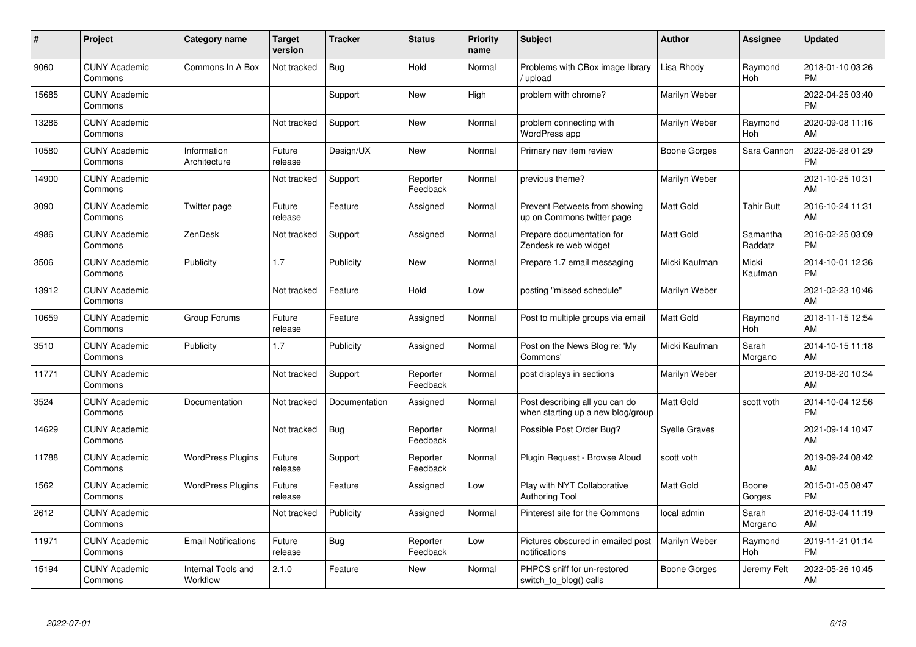| # | Project | Category name | Target version | Tracker | Status | Priority name | Subject | Author | Assignee | Updated |
|---|---|---|---|---|---|---|---|---|---|---|
| 9060 | CUNY Academic Commons | Commons In A Box | Not tracked | Bug | Hold | Normal | Problems with CBox image library / upload | Lisa Rhody | Raymond Hoh | 2018-01-10 03:26 PM |
| 15685 | CUNY Academic Commons | | | Support | New | High | problem with chrome? | Marilyn Weber | | 2022-04-25 03:40 PM |
| 13286 | CUNY Academic Commons | | Not tracked | Support | New | Normal | problem connecting with WordPress app | Marilyn Weber | Raymond Hoh | 2020-09-08 11:16 AM |
| 10580 | CUNY Academic Commons | Information Architecture | Future release | Design/UX | New | Normal | Primary nav item review | Boone Gorges | Sara Cannon | 2022-06-28 01:29 PM |
| 14900 | CUNY Academic Commons | | Not tracked | Support | Reporter Feedback | Normal | previous theme? | Marilyn Weber | | 2021-10-25 10:31 AM |
| 3090 | CUNY Academic Commons | Twitter page | Future release | Feature | Assigned | Normal | Prevent Retweets from showing up on Commons twitter page | Matt Gold | Tahir Butt | 2016-10-24 11:31 AM |
| 4986 | CUNY Academic Commons | ZenDesk | Not tracked | Support | Assigned | Normal | Prepare documentation for Zendesk re web widget | Matt Gold | Samantha Raddatz | 2016-02-25 03:09 PM |
| 3506 | CUNY Academic Commons | Publicity | 1.7 | Publicity | New | Normal | Prepare 1.7 email messaging | Micki Kaufman | Micki Kaufman | 2014-10-01 12:36 PM |
| 13912 | CUNY Academic Commons | | Not tracked | Feature | Hold | Low | posting "missed schedule" | Marilyn Weber | | 2021-02-23 10:46 AM |
| 10659 | CUNY Academic Commons | Group Forums | Future release | Feature | Assigned | Normal | Post to multiple groups via email | Matt Gold | Raymond Hoh | 2018-11-15 12:54 AM |
| 3510 | CUNY Academic Commons | Publicity | 1.7 | Publicity | Assigned | Normal | Post on the News Blog re: 'My Commons' | Micki Kaufman | Sarah Morgano | 2014-10-15 11:18 AM |
| 11771 | CUNY Academic Commons | | Not tracked | Support | Reporter Feedback | Normal | post displays in sections | Marilyn Weber | | 2019-08-20 10:34 AM |
| 3524 | CUNY Academic Commons | Documentation | Not tracked | Documentation | Assigned | Normal | Post describing all you can do when starting up a new blog/group | Matt Gold | scott voth | 2014-10-04 12:56 PM |
| 14629 | CUNY Academic Commons | | Not tracked | Bug | Reporter Feedback | Normal | Possible Post Order Bug? | Syelle Graves | | 2021-09-14 10:47 AM |
| 11788 | CUNY Academic Commons | WordPress Plugins | Future release | Support | Reporter Feedback | Normal | Plugin Request - Browse Aloud | scott voth | | 2019-09-24 08:42 AM |
| 1562 | CUNY Academic Commons | WordPress Plugins | Future release | Feature | Assigned | Low | Play with NYT Collaborative Authoring Tool | Matt Gold | Boone Gorges | 2015-01-05 08:47 PM |
| 2612 | CUNY Academic Commons | | Not tracked | Publicity | Assigned | Normal | Pinterest site for the Commons | local admin | Sarah Morgano | 2016-03-04 11:19 AM |
| 11971 | CUNY Academic Commons | Email Notifications | Future release | Bug | Reporter Feedback | Low | Pictures obscured in emailed post notifications | Marilyn Weber | Raymond Hoh | 2019-11-21 01:14 PM |
| 15194 | CUNY Academic Commons | Internal Tools and Workflow | 2.1.0 | Feature | New | Normal | PHPCS sniff for un-restored switch_to_blog() calls | Boone Gorges | Jeremy Felt | 2022-05-26 10:45 AM |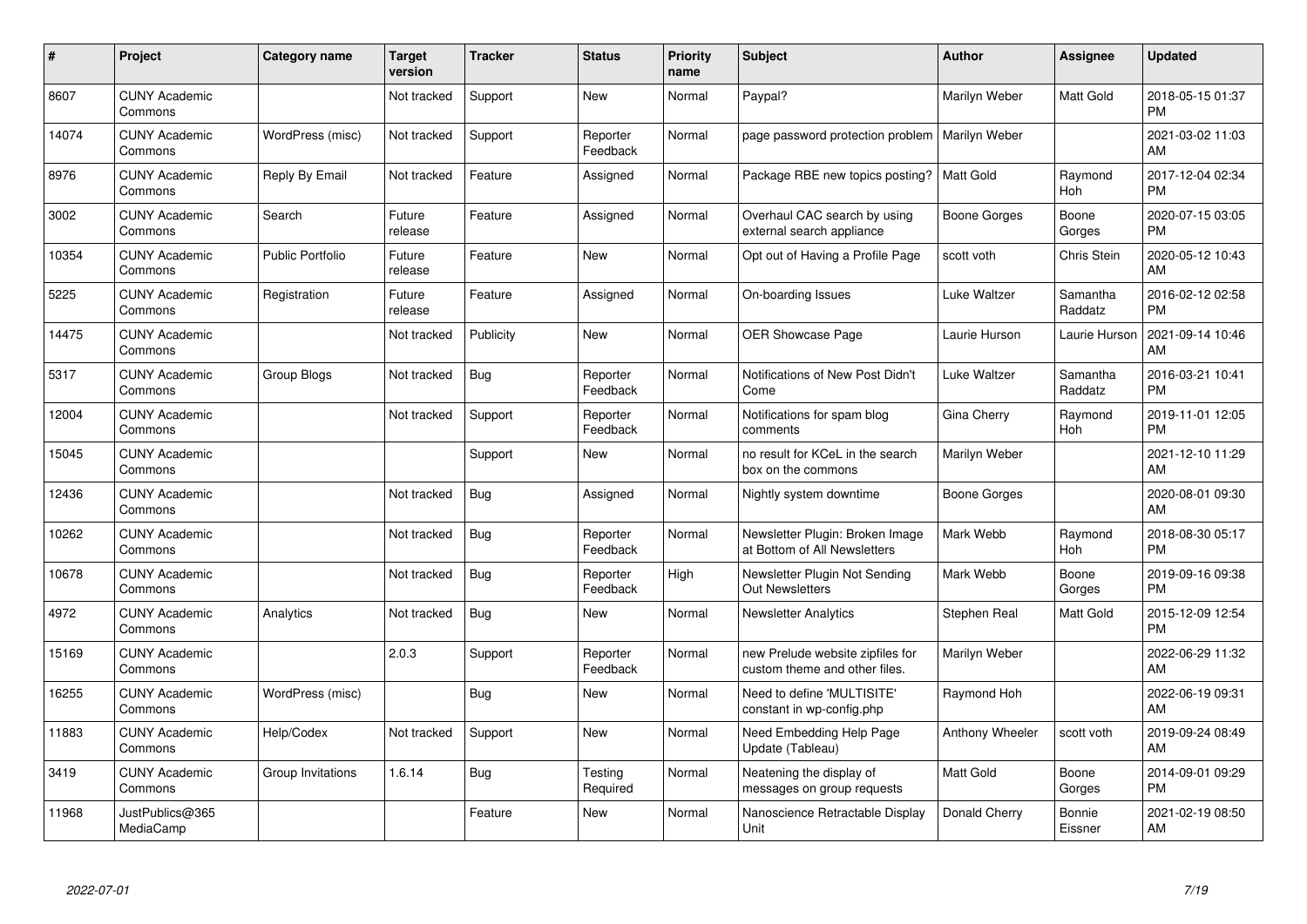| # | Project | Category name | Target version | Tracker | Status | Priority name | Subject | Author | Assignee | Updated |
|---|---|---|---|---|---|---|---|---|---|---|
| 8607 | CUNY Academic Commons | | Not tracked | Support | New | Normal | Paypal? | Marilyn Weber | Matt Gold | 2018-05-15 01:37 PM |
| 14074 | CUNY Academic Commons | WordPress (misc) | Not tracked | Support | Reporter Feedback | Normal | page password protection problem | Marilyn Weber | | 2021-03-02 11:03 AM |
| 8976 | CUNY Academic Commons | Reply By Email | Not tracked | Feature | Assigned | Normal | Package RBE new topics posting? | Matt Gold | Raymond Hoh | 2017-12-04 02:34 PM |
| 3002 | CUNY Academic Commons | Search | Future release | Feature | Assigned | Normal | Overhaul CAC search by using external search appliance | Boone Gorges | Boone Gorges | 2020-07-15 03:05 PM |
| 10354 | CUNY Academic Commons | Public Portfolio | Future release | Feature | New | Normal | Opt out of Having a Profile Page | scott voth | Chris Stein | 2020-05-12 10:43 AM |
| 5225 | CUNY Academic Commons | Registration | Future release | Feature | Assigned | Normal | On-boarding Issues | Luke Waltzer | Samantha Raddatz | 2016-02-12 02:58 PM |
| 14475 | CUNY Academic Commons | | Not tracked | Publicity | New | Normal | OER Showcase Page | Laurie Hurson | Laurie Hurson | 2021-09-14 10:46 AM |
| 5317 | CUNY Academic Commons | Group Blogs | Not tracked | Bug | Reporter Feedback | Normal | Notifications of New Post Didn't Come | Luke Waltzer | Samantha Raddatz | 2016-03-21 10:41 PM |
| 12004 | CUNY Academic Commons | | Not tracked | Support | Reporter Feedback | Normal | Notifications for spam blog comments | Gina Cherry | Raymond Hoh | 2019-11-01 12:05 PM |
| 15045 | CUNY Academic Commons | | | Support | New | Normal | no result for KCeL in the search box on the commons | Marilyn Weber | | 2021-12-10 11:29 AM |
| 12436 | CUNY Academic Commons | | Not tracked | Bug | Assigned | Normal | Nightly system downtime | Boone Gorges | | 2020-08-01 09:30 AM |
| 10262 | CUNY Academic Commons | | Not tracked | Bug | Reporter Feedback | Normal | Newsletter Plugin: Broken Image at Bottom of All Newsletters | Mark Webb | Raymond Hoh | 2018-08-30 05:17 PM |
| 10678 | CUNY Academic Commons | | Not tracked | Bug | Reporter Feedback | High | Newsletter Plugin Not Sending Out Newsletters | Mark Webb | Boone Gorges | 2019-09-16 09:38 PM |
| 4972 | CUNY Academic Commons | Analytics | Not tracked | Bug | New | Normal | Newsletter Analytics | Stephen Real | Matt Gold | 2015-12-09 12:54 PM |
| 15169 | CUNY Academic Commons | | 2.0.3 | Support | Reporter Feedback | Normal | new Prelude website zipfiles for custom theme and other files. | Marilyn Weber | | 2022-06-29 11:32 AM |
| 16255 | CUNY Academic Commons | WordPress (misc) | | Bug | New | Normal | Need to define 'MULTISITE' constant in wp-config.php | Raymond Hoh | | 2022-06-19 09:31 AM |
| 11883 | CUNY Academic Commons | Help/Codex | Not tracked | Support | New | Normal | Need Embedding Help Page Update (Tableau) | Anthony Wheeler | scott voth | 2019-09-24 08:49 AM |
| 3419 | CUNY Academic Commons | Group Invitations | 1.6.14 | Bug | Testing Required | Normal | Neatening the display of messages on group requests | Matt Gold | Boone Gorges | 2014-09-01 09:29 PM |
| 11968 | JustPublics@365 MediaCamp | | | Feature | New | Normal | Nanoscience Retractable Display Unit | Donald Cherry | Bonnie Eissner | 2021-02-19 08:50 AM |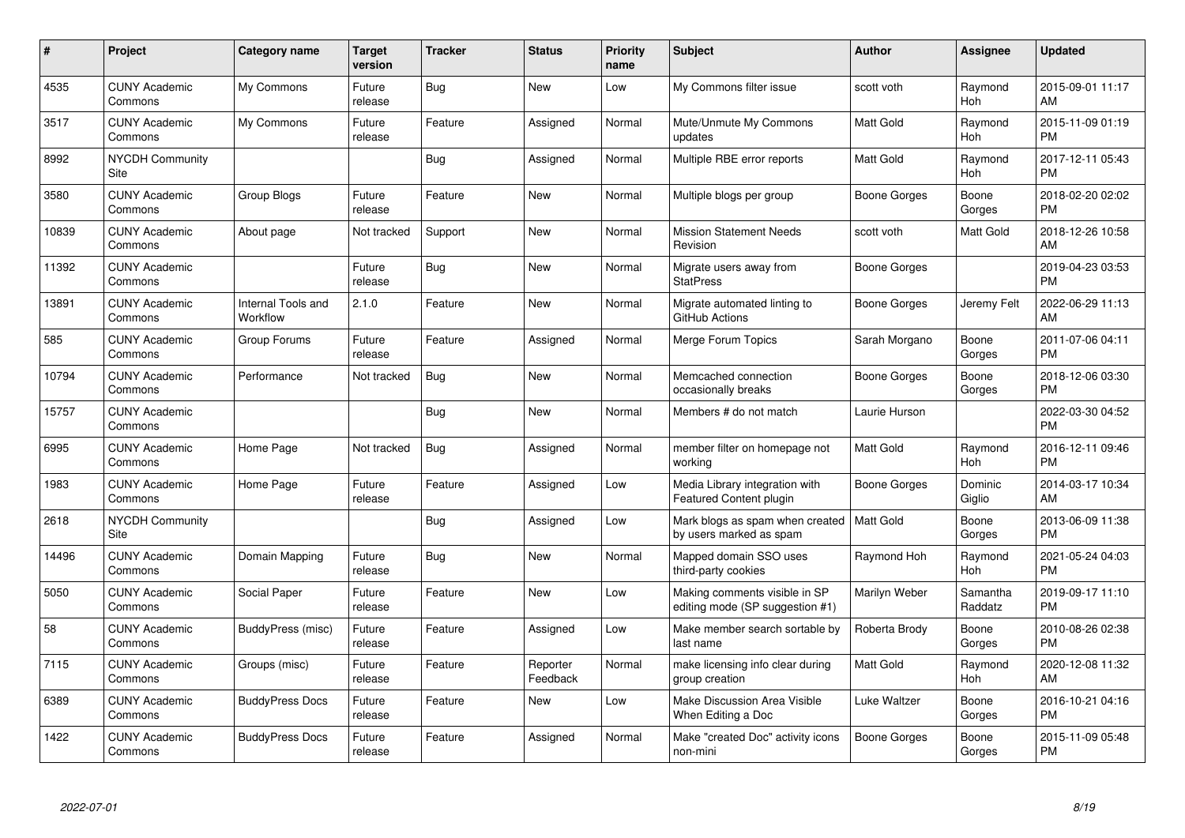| # | Project | Category name | Target version | Tracker | Status | Priority name | Subject | Author | Assignee | Updated |
|---|---|---|---|---|---|---|---|---|---|---|
| 4535 | CUNY Academic Commons | My Commons | Future release | Bug | New | Low | My Commons filter issue | scott voth | Raymond Hoh | 2015-09-01 11:17 AM |
| 3517 | CUNY Academic Commons | My Commons | Future release | Feature | Assigned | Normal | Mute/Unmute My Commons updates | Matt Gold | Raymond Hoh | 2015-11-09 01:19 PM |
| 8992 | NYCDH Community Site | | | Bug | Assigned | Normal | Multiple RBE error reports | Matt Gold | Raymond Hoh | 2017-12-11 05:43 PM |
| 3580 | CUNY Academic Commons | Group Blogs | Future release | Feature | New | Normal | Multiple blogs per group | Boone Gorges | Boone Gorges | 2018-02-20 02:02 PM |
| 10839 | CUNY Academic Commons | About page | Not tracked | Support | New | Normal | Mission Statement Needs Revision | scott voth | Matt Gold | 2018-12-26 10:58 AM |
| 11392 | CUNY Academic Commons | | Future release | Bug | New | Normal | Migrate users away from StatPress | Boone Gorges | | 2019-04-23 03:53 PM |
| 13891 | CUNY Academic Commons | Internal Tools and Workflow | 2.1.0 | Feature | New | Normal | Migrate automated linting to GitHub Actions | Boone Gorges | Jeremy Felt | 2022-06-29 11:13 AM |
| 585 | CUNY Academic Commons | Group Forums | Future release | Feature | Assigned | Normal | Merge Forum Topics | Sarah Morgano | Boone Gorges | 2011-07-06 04:11 PM |
| 10794 | CUNY Academic Commons | Performance | Not tracked | Bug | New | Normal | Memcached connection occasionally breaks | Boone Gorges | Boone Gorges | 2018-12-06 03:30 PM |
| 15757 | CUNY Academic Commons | | | Bug | New | Normal | Members # do not match | Laurie Hurson | | 2022-03-30 04:52 PM |
| 6995 | CUNY Academic Commons | Home Page | Not tracked | Bug | Assigned | Normal | member filter on homepage not working | Matt Gold | Raymond Hoh | 2016-12-11 09:46 PM |
| 1983 | CUNY Academic Commons | Home Page | Future release | Feature | Assigned | Low | Media Library integration with Featured Content plugin | Boone Gorges | Dominic Giglio | 2014-03-17 10:34 AM |
| 2618 | NYCDH Community Site | | | Bug | Assigned | Low | Mark blogs as spam when created by users marked as spam | Matt Gold | Boone Gorges | 2013-06-09 11:38 PM |
| 14496 | CUNY Academic Commons | Domain Mapping | Future release | Bug | New | Normal | Mapped domain SSO uses third-party cookies | Raymond Hoh | Raymond Hoh | 2021-05-24 04:03 PM |
| 5050 | CUNY Academic Commons | Social Paper | Future release | Feature | New | Low | Making comments visible in SP editing mode (SP suggestion #1) | Marilyn Weber | Samantha Raddatz | 2019-09-17 11:10 PM |
| 58 | CUNY Academic Commons | BuddyPress (misc) | Future release | Feature | Assigned | Low | Make member search sortable by last name | Roberta Brody | Boone Gorges | 2010-08-26 02:38 PM |
| 7115 | CUNY Academic Commons | Groups (misc) | Future release | Feature | Reporter Feedback | Normal | make licensing info clear during group creation | Matt Gold | Raymond Hoh | 2020-12-08 11:32 AM |
| 6389 | CUNY Academic Commons | BuddyPress Docs | Future release | Feature | New | Low | Make Discussion Area Visible When Editing a Doc | Luke Waltzer | Boone Gorges | 2016-10-21 04:16 PM |
| 1422 | CUNY Academic Commons | BuddyPress Docs | Future release | Feature | Assigned | Normal | Make "created Doc" activity icons non-mini | Boone Gorges | Boone Gorges | 2015-11-09 05:48 PM |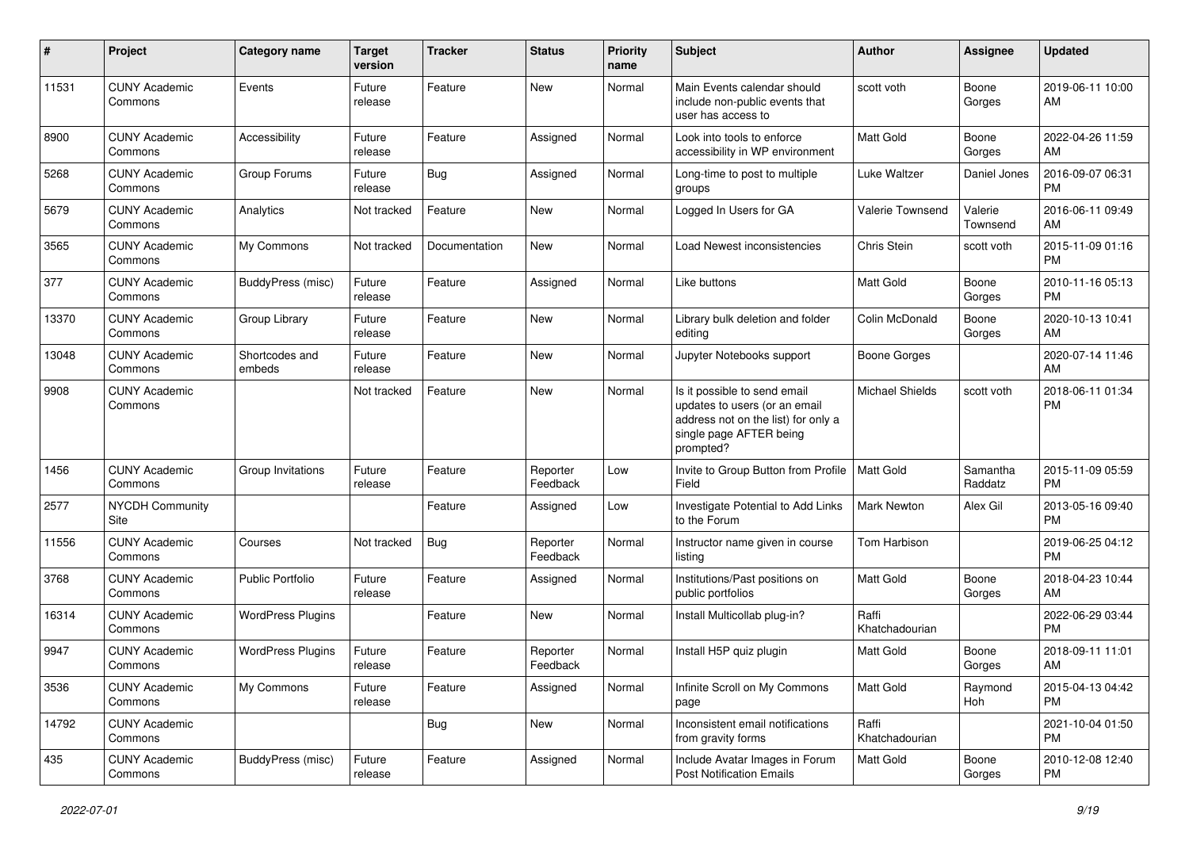| # | Project | Category name | Target version | Tracker | Status | Priority name | Subject | Author | Assignee | Updated |
|---|---|---|---|---|---|---|---|---|---|---|
| 11531 | CUNY Academic Commons | Events | Future release | Feature | New | Normal | Main Events calendar should include non-public events that user has access to | scott voth | Boone Gorges | 2019-06-11 10:00 AM |
| 8900 | CUNY Academic Commons | Accessibility | Future release | Feature | Assigned | Normal | Look into tools to enforce accessibility in WP environment | Matt Gold | Boone Gorges | 2022-04-26 11:59 AM |
| 5268 | CUNY Academic Commons | Group Forums | Future release | Bug | Assigned | Normal | Long-time to post to multiple groups | Luke Waltzer | Daniel Jones | 2016-09-07 06:31 PM |
| 5679 | CUNY Academic Commons | Analytics | Not tracked | Feature | New | Normal | Logged In Users for GA | Valerie Townsend | Valerie Townsend | 2016-06-11 09:49 AM |
| 3565 | CUNY Academic Commons | My Commons | Not tracked | Documentation | New | Normal | Load Newest inconsistencies | Chris Stein | scott voth | 2015-11-09 01:16 PM |
| 377 | CUNY Academic Commons | BuddyPress (misc) | Future release | Feature | Assigned | Normal | Like buttons | Matt Gold | Boone Gorges | 2010-11-16 05:13 PM |
| 13370 | CUNY Academic Commons | Group Library | Future release | Feature | New | Normal | Library bulk deletion and folder editing | Colin McDonald | Boone Gorges | 2020-10-13 10:41 AM |
| 13048 | CUNY Academic Commons | Shortcodes and embeds | Future release | Feature | New | Normal | Jupyter Notebooks support | Boone Gorges | | 2020-07-14 11:46 AM |
| 9908 | CUNY Academic Commons | | Not tracked | Feature | New | Normal | Is it possible to send email updates to users (or an email address not on the list) for only a single page AFTER being prompted? | Michael Shields | scott voth | 2018-06-11 01:34 PM |
| 1456 | CUNY Academic Commons | Group Invitations | Future release | Feature | Reporter Feedback | Low | Invite to Group Button from Profile Field | Matt Gold | Samantha Raddatz | 2015-11-09 05:59 PM |
| 2577 | NYCDH Community Site | | | Feature | Assigned | Low | Investigate Potential to Add Links to the Forum | Mark Newton | Alex Gil | 2013-05-16 09:40 PM |
| 11556 | CUNY Academic Commons | Courses | Not tracked | Bug | Reporter Feedback | Normal | Instructor name given in course listing | Tom Harbison | | 2019-06-25 04:12 PM |
| 3768 | CUNY Academic Commons | Public Portfolio | Future release | Feature | Assigned | Normal | Institutions/Past positions on public portfolios | Matt Gold | Boone Gorges | 2018-04-23 10:44 AM |
| 16314 | CUNY Academic Commons | WordPress Plugins | | Feature | New | Normal | Install Multicollab plug-in? | Raffi Khatchadourian | | 2022-06-29 03:44 PM |
| 9947 | CUNY Academic Commons | WordPress Plugins | Future release | Feature | Reporter Feedback | Normal | Install H5P quiz plugin | Matt Gold | Boone Gorges | 2018-09-11 11:01 AM |
| 3536 | CUNY Academic Commons | My Commons | Future release | Feature | Assigned | Normal | Infinite Scroll on My Commons page | Matt Gold | Raymond Hoh | 2015-04-13 04:42 PM |
| 14792 | CUNY Academic Commons | | | Bug | New | Normal | Inconsistent email notifications from gravity forms | Raffi Khatchadourian | | 2021-10-04 01:50 PM |
| 435 | CUNY Academic Commons | BuddyPress (misc) | Future release | Feature | Assigned | Normal | Include Avatar Images in Forum Post Notification Emails | Matt Gold | Boone Gorges | 2010-12-08 12:40 PM |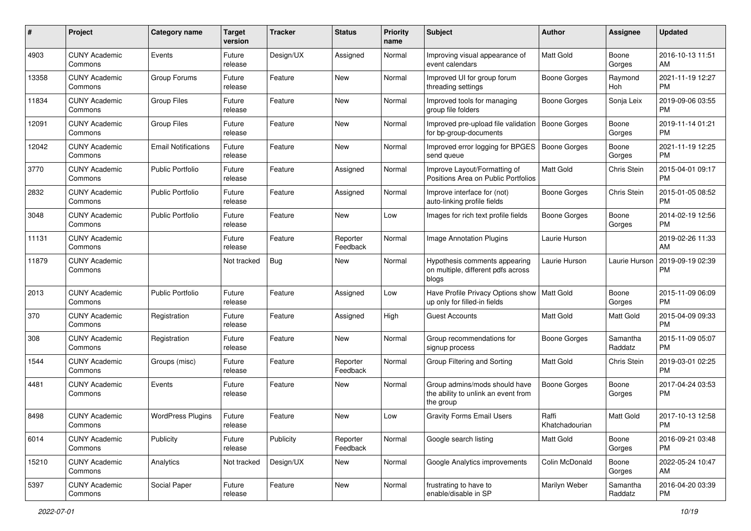| # | Project | Category name | Target version | Tracker | Status | Priority name | Subject | Author | Assignee | Updated |
|---|---|---|---|---|---|---|---|---|---|---|
| 4903 | CUNY Academic Commons | Events | Future release | Design/UX | Assigned | Normal | Improving visual appearance of event calendars | Matt Gold | Boone Gorges | 2016-10-13 11:51 AM |
| 13358 | CUNY Academic Commons | Group Forums | Future release | Feature | New | Normal | Improved UI for group forum threading settings | Boone Gorges | Raymond Hoh | 2021-11-19 12:27 PM |
| 11834 | CUNY Academic Commons | Group Files | Future release | Feature | New | Normal | Improved tools for managing group file folders | Boone Gorges | Sonja Leix | 2019-09-06 03:55 PM |
| 12091 | CUNY Academic Commons | Group Files | Future release | Feature | New | Normal | Improved pre-upload file validation for bp-group-documents | Boone Gorges | Boone Gorges | 2019-11-14 01:21 PM |
| 12042 | CUNY Academic Commons | Email Notifications | Future release | Feature | New | Normal | Improved error logging for BPGES send queue | Boone Gorges | Boone Gorges | 2021-11-19 12:25 PM |
| 3770 | CUNY Academic Commons | Public Portfolio | Future release | Feature | Assigned | Normal | Improve Layout/Formatting of Positions Area on Public Portfolios | Matt Gold | Chris Stein | 2015-04-01 09:17 PM |
| 2832 | CUNY Academic Commons | Public Portfolio | Future release | Feature | Assigned | Normal | Improve interface for (not) auto-linking profile fields | Boone Gorges | Chris Stein | 2015-01-05 08:52 PM |
| 3048 | CUNY Academic Commons | Public Portfolio | Future release | Feature | New | Low | Images for rich text profile fields | Boone Gorges | Boone Gorges | 2014-02-19 12:56 PM |
| 11131 | CUNY Academic Commons | | Future release | Feature | Reporter Feedback | Normal | Image Annotation Plugins | Laurie Hurson | | 2019-02-26 11:33 AM |
| 11879 | CUNY Academic Commons | | Not tracked | Bug | New | Normal | Hypothesis comments appearing on multiple, different pdfs across blogs | Laurie Hurson | Laurie Hurson | 2019-09-19 02:39 PM |
| 2013 | CUNY Academic Commons | Public Portfolio | Future release | Feature | Assigned | Low | Have Profile Privacy Options show up only for filled-in fields | Matt Gold | Boone Gorges | 2015-11-09 06:09 PM |
| 370 | CUNY Academic Commons | Registration | Future release | Feature | Assigned | High | Guest Accounts | Matt Gold | Matt Gold | 2015-04-09 09:33 PM |
| 308 | CUNY Academic Commons | Registration | Future release | Feature | New | Normal | Group recommendations for signup process | Boone Gorges | Samantha Raddatz | 2015-11-09 05:07 PM |
| 1544 | CUNY Academic Commons | Groups (misc) | Future release | Feature | Reporter Feedback | Normal | Group Filtering and Sorting | Matt Gold | Chris Stein | 2019-03-01 02:25 PM |
| 4481 | CUNY Academic Commons | Events | Future release | Feature | New | Normal | Group admins/mods should have the ability to unlink an event from the group | Boone Gorges | Boone Gorges | 2017-04-24 03:53 PM |
| 8498 | CUNY Academic Commons | WordPress Plugins | Future release | Feature | New | Low | Gravity Forms Email Users | Raffi Khatchadourian | Matt Gold | 2017-10-13 12:58 PM |
| 6014 | CUNY Academic Commons | Publicity | Future release | Publicity | Reporter Feedback | Normal | Google search listing | Matt Gold | Boone Gorges | 2016-09-21 03:48 PM |
| 15210 | CUNY Academic Commons | Analytics | Not tracked | Design/UX | New | Normal | Google Analytics improvements | Colin McDonald | Boone Gorges | 2022-05-24 10:47 AM |
| 5397 | CUNY Academic Commons | Social Paper | Future release | Feature | New | Normal | frustrating to have to enable/disable in SP | Marilyn Weber | Samantha Raddatz | 2016-04-20 03:39 PM |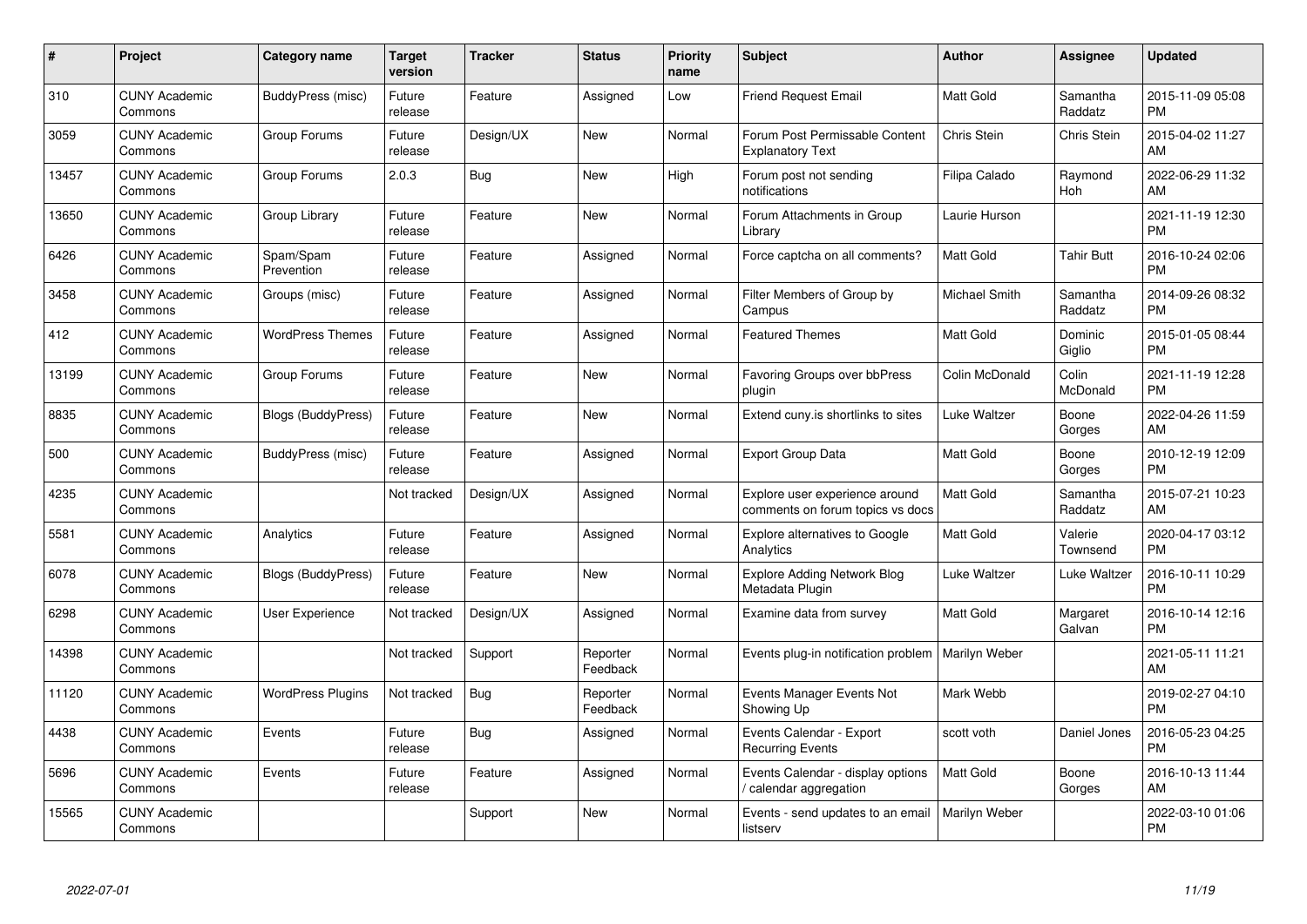| # | Project | Category name | Target version | Tracker | Status | Priority name | Subject | Author | Assignee | Updated |
|---|---|---|---|---|---|---|---|---|---|---|
| 310 | CUNY Academic Commons | BuddyPress (misc) | Future release | Feature | Assigned | Low | Friend Request Email | Matt Gold | Samantha Raddatz | 2015-11-09 05:08 PM |
| 3059 | CUNY Academic Commons | Group Forums | Future release | Design/UX | New | Normal | Forum Post Permissable Content Explanatory Text | Chris Stein | Chris Stein | 2015-04-02 11:27 AM |
| 13457 | CUNY Academic Commons | Group Forums | 2.0.3 | Bug | New | High | Forum post not sending notifications | Filipa Calado | Raymond Hoh | 2022-06-29 11:32 AM |
| 13650 | CUNY Academic Commons | Group Library | Future release | Feature | New | Normal | Forum Attachments in Group Library | Laurie Hurson | | 2021-11-19 12:30 PM |
| 6426 | CUNY Academic Commons | Spam/Spam Prevention | Future release | Feature | Assigned | Normal | Force captcha on all comments? | Matt Gold | Tahir Butt | 2016-10-24 02:06 PM |
| 3458 | CUNY Academic Commons | Groups (misc) | Future release | Feature | Assigned | Normal | Filter Members of Group by Campus | Michael Smith | Samantha Raddatz | 2014-09-26 08:32 PM |
| 412 | CUNY Academic Commons | WordPress Themes | Future release | Feature | Assigned | Normal | Featured Themes | Matt Gold | Dominic Giglio | 2015-01-05 08:44 PM |
| 13199 | CUNY Academic Commons | Group Forums | Future release | Feature | New | Normal | Favoring Groups over bbPress plugin | Colin McDonald | Colin McDonald | 2021-11-19 12:28 PM |
| 8835 | CUNY Academic Commons | Blogs (BuddyPress) | Future release | Feature | New | Normal | Extend cuny.is shortlinks to sites | Luke Waltzer | Boone Gorges | 2022-04-26 11:59 AM |
| 500 | CUNY Academic Commons | BuddyPress (misc) | Future release | Feature | Assigned | Normal | Export Group Data | Matt Gold | Boone Gorges | 2010-12-19 12:09 PM |
| 4235 | CUNY Academic Commons | | Not tracked | Design/UX | Assigned | Normal | Explore user experience around comments on forum topics vs docs | Matt Gold | Samantha Raddatz | 2015-07-21 10:23 AM |
| 5581 | CUNY Academic Commons | Analytics | Future release | Feature | Assigned | Normal | Explore alternatives to Google Analytics | Matt Gold | Valerie Townsend | 2020-04-17 03:12 PM |
| 6078 | CUNY Academic Commons | Blogs (BuddyPress) | Future release | Feature | New | Normal | Explore Adding Network Blog Metadata Plugin | Luke Waltzer | Luke Waltzer | 2016-10-11 10:29 PM |
| 6298 | CUNY Academic Commons | User Experience | Not tracked | Design/UX | Assigned | Normal | Examine data from survey | Matt Gold | Margaret Galvan | 2016-10-14 12:16 PM |
| 14398 | CUNY Academic Commons | | Not tracked | Support | Reporter Feedback | Normal | Events plug-in notification problem | Marilyn Weber | | 2021-05-11 11:21 AM |
| 11120 | CUNY Academic Commons | WordPress Plugins | Not tracked | Bug | Reporter Feedback | Normal | Events Manager Events Not Showing Up | Mark Webb | | 2019-02-27 04:10 PM |
| 4438 | CUNY Academic Commons | Events | Future release | Bug | Assigned | Normal | Events Calendar - Export Recurring Events | scott voth | Daniel Jones | 2016-05-23 04:25 PM |
| 5696 | CUNY Academic Commons | Events | Future release | Feature | Assigned | Normal | Events Calendar - display options / calendar aggregation | Matt Gold | Boone Gorges | 2016-10-13 11:44 AM |
| 15565 | CUNY Academic Commons | | | Support | New | Normal | Events - send updates to an email listserv | Marilyn Weber | | 2022-03-10 01:06 PM |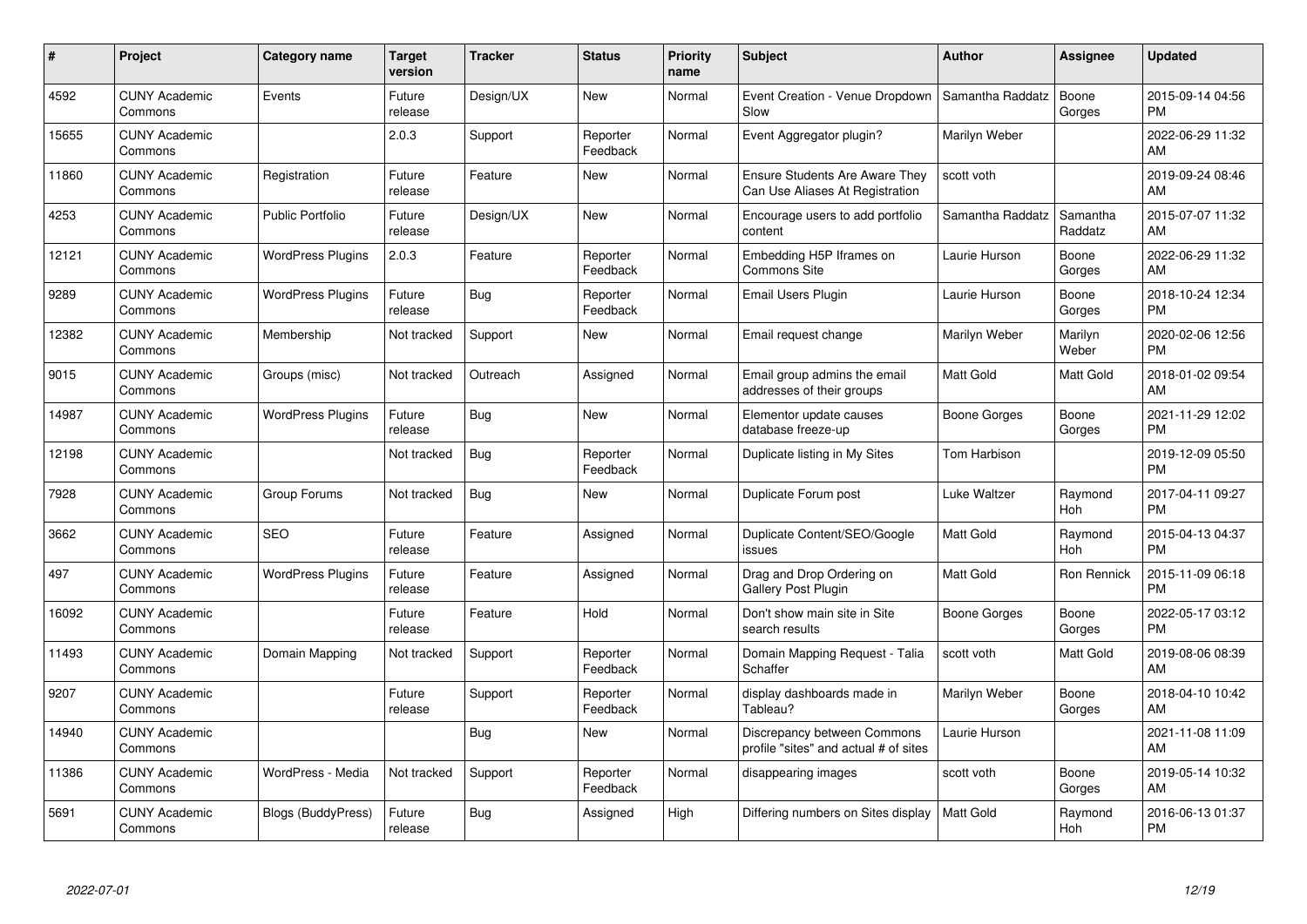| # | Project | Category name | Target version | Tracker | Status | Priority name | Subject | Author | Assignee | Updated |
|---|---|---|---|---|---|---|---|---|---|---|
| 4592 | CUNY Academic Commons | Events | Future release | Design/UX | New | Normal | Event Creation - Venue Dropdown Slow | Samantha Raddatz | Boone Gorges | 2015-09-14 04:56 PM |
| 15655 | CUNY Academic Commons | | 2.0.3 | Support | Reporter Feedback | Normal | Event Aggregator plugin? | Marilyn Weber | | 2022-06-29 11:32 AM |
| 11860 | CUNY Academic Commons | Registration | Future release | Feature | New | Normal | Ensure Students Are Aware They Can Use Aliases At Registration | scott voth | | 2019-09-24 08:46 AM |
| 4253 | CUNY Academic Commons | Public Portfolio | Future release | Design/UX | New | Normal | Encourage users to add portfolio content | Samantha Raddatz | Samantha Raddatz | 2015-07-07 11:32 AM |
| 12121 | CUNY Academic Commons | WordPress Plugins | 2.0.3 | Feature | Reporter Feedback | Normal | Embedding H5P Iframes on Commons Site | Laurie Hurson | Boone Gorges | 2022-06-29 11:32 AM |
| 9289 | CUNY Academic Commons | WordPress Plugins | Future release | Bug | Reporter Feedback | Normal | Email Users Plugin | Laurie Hurson | Boone Gorges | 2018-10-24 12:34 PM |
| 12382 | CUNY Academic Commons | Membership | Not tracked | Support | New | Normal | Email request change | Marilyn Weber | Marilyn Weber | 2020-02-06 12:56 PM |
| 9015 | CUNY Academic Commons | Groups (misc) | Not tracked | Outreach | Assigned | Normal | Email group admins the email addresses of their groups | Matt Gold | Matt Gold | 2018-01-02 09:54 AM |
| 14987 | CUNY Academic Commons | WordPress Plugins | Future release | Bug | New | Normal | Elementor update causes database freeze-up | Boone Gorges | Boone Gorges | 2021-11-29 12:02 PM |
| 12198 | CUNY Academic Commons | | Not tracked | Bug | Reporter Feedback | Normal | Duplicate listing in My Sites | Tom Harbison | | 2019-12-09 05:50 PM |
| 7928 | CUNY Academic Commons | Group Forums | Not tracked | Bug | New | Normal | Duplicate Forum post | Luke Waltzer | Raymond Hoh | 2017-04-11 09:27 PM |
| 3662 | CUNY Academic Commons | SEO | Future release | Feature | Assigned | Normal | Duplicate Content/SEO/Google issues | Matt Gold | Raymond Hoh | 2015-04-13 04:37 PM |
| 497 | CUNY Academic Commons | WordPress Plugins | Future release | Feature | Assigned | Normal | Drag and Drop Ordering on Gallery Post Plugin | Matt Gold | Ron Rennick | 2015-11-09 06:18 PM |
| 16092 | CUNY Academic Commons | | Future release | Feature | Hold | Normal | Don't show main site in Site search results | Boone Gorges | Boone Gorges | 2022-05-17 03:12 PM |
| 11493 | CUNY Academic Commons | Domain Mapping | Not tracked | Support | Reporter Feedback | Normal | Domain Mapping Request - Talia Schaffer | scott voth | Matt Gold | 2019-08-06 08:39 AM |
| 9207 | CUNY Academic Commons | | Future release | Support | Reporter Feedback | Normal | display dashboards made in Tableau? | Marilyn Weber | Boone Gorges | 2018-04-10 10:42 AM |
| 14940 | CUNY Academic Commons | | | Bug | New | Normal | Discrepancy between Commons profile "sites" and actual # of sites | Laurie Hurson | | 2021-11-08 11:09 AM |
| 11386 | CUNY Academic Commons | WordPress - Media | Not tracked | Support | Reporter Feedback | Normal | disappearing images | scott voth | Boone Gorges | 2019-05-14 10:32 AM |
| 5691 | CUNY Academic Commons | Blogs (BuddyPress) | Future release | Bug | Assigned | High | Differing numbers on Sites display | Matt Gold | Raymond Hoh | 2016-06-13 01:37 PM |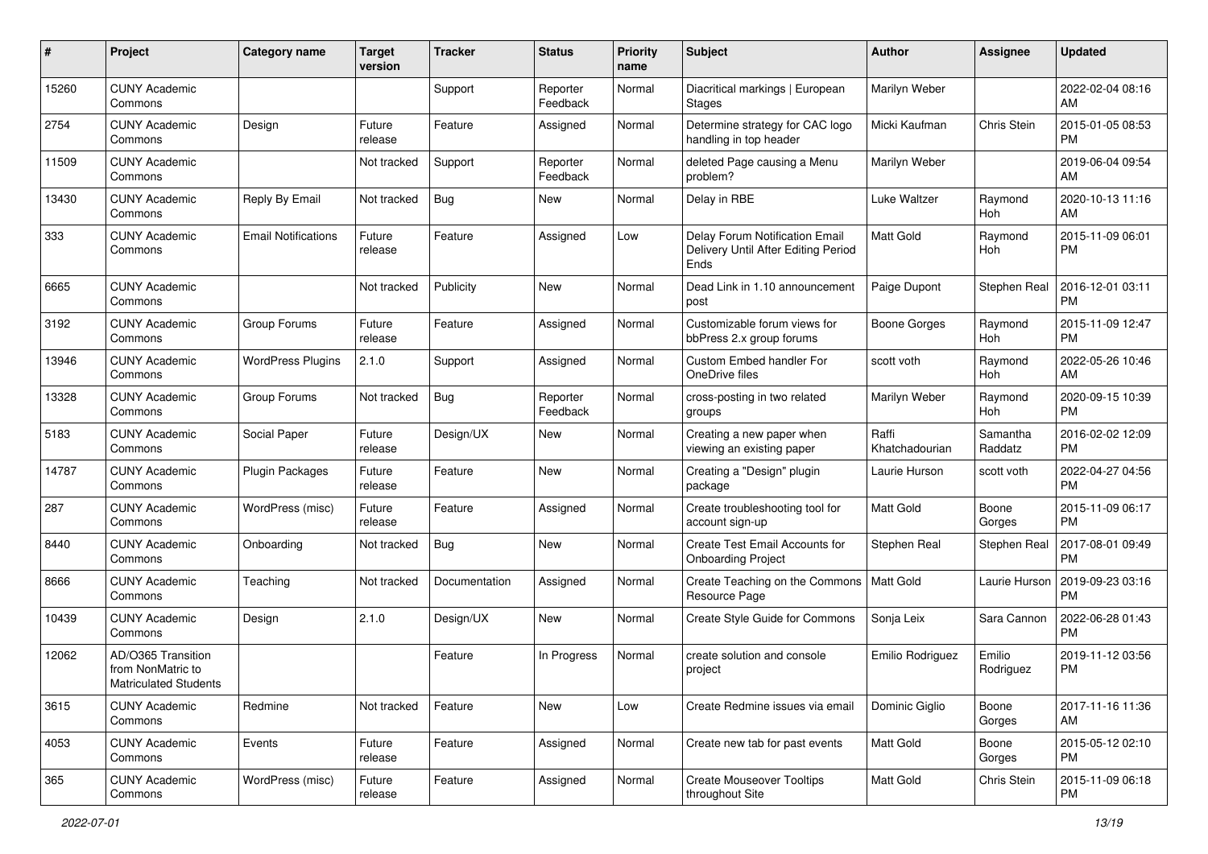| # | Project | Category name | Target version | Tracker | Status | Priority name | Subject | Author | Assignee | Updated |
|---|---|---|---|---|---|---|---|---|---|---|
| 15260 | CUNY Academic Commons | | | Support | Reporter Feedback | Normal | Diacritical markings \| European Stages | Marilyn Weber | | 2022-02-04 08:16 AM |
| 2754 | CUNY Academic Commons | Design | Future release | Feature | Assigned | Normal | Determine strategy for CAC logo handling in top header | Micki Kaufman | Chris Stein | 2015-01-05 08:53 PM |
| 11509 | CUNY Academic Commons | | Not tracked | Support | Reporter Feedback | Normal | deleted Page causing a Menu problem? | Marilyn Weber | | 2019-06-04 09:54 AM |
| 13430 | CUNY Academic Commons | Reply By Email | Not tracked | Bug | New | Normal | Delay in RBE | Luke Waltzer | Raymond Hoh | 2020-10-13 11:16 AM |
| 333 | CUNY Academic Commons | Email Notifications | Future release | Feature | Assigned | Low | Delay Forum Notification Email Delivery Until After Editing Period Ends | Matt Gold | Raymond Hoh | 2015-11-09 06:01 PM |
| 6665 | CUNY Academic Commons | | Not tracked | Publicity | New | Normal | Dead Link in 1.10 announcement post | Paige Dupont | Stephen Real | 2016-12-01 03:11 PM |
| 3192 | CUNY Academic Commons | Group Forums | Future release | Feature | Assigned | Normal | Customizable forum views for bbPress 2.x group forums | Boone Gorges | Raymond Hoh | 2015-11-09 12:47 PM |
| 13946 | CUNY Academic Commons | WordPress Plugins | 2.1.0 | Support | Assigned | Normal | Custom Embed handler For OneDrive files | scott voth | Raymond Hoh | 2022-05-26 10:46 AM |
| 13328 | CUNY Academic Commons | Group Forums | Not tracked | Bug | Reporter Feedback | Normal | cross-posting in two related groups | Marilyn Weber | Raymond Hoh | 2020-09-15 10:39 PM |
| 5183 | CUNY Academic Commons | Social Paper | Future release | Design/UX | New | Normal | Creating a new paper when viewing an existing paper | Raffi Khatchadourian | Samantha Raddatz | 2016-02-02 12:09 PM |
| 14787 | CUNY Academic Commons | Plugin Packages | Future release | Feature | New | Normal | Creating a "Design" plugin package | Laurie Hurson | scott voth | 2022-04-27 04:56 PM |
| 287 | CUNY Academic Commons | WordPress (misc) | Future release | Feature | Assigned | Normal | Create troubleshooting tool for account sign-up | Matt Gold | Boone Gorges | 2015-11-09 06:17 PM |
| 8440 | CUNY Academic Commons | Onboarding | Not tracked | Bug | New | Normal | Create Test Email Accounts for Onboarding Project | Stephen Real | Stephen Real | 2017-08-01 09:49 PM |
| 8666 | CUNY Academic Commons | Teaching | Not tracked | Documentation | Assigned | Normal | Create Teaching on the Commons Resource Page | Matt Gold | Laurie Hurson | 2019-09-23 03:16 PM |
| 10439 | CUNY Academic Commons | Design | 2.1.0 | Design/UX | New | Normal | Create Style Guide for Commons | Sonja Leix | Sara Cannon | 2022-06-28 01:43 PM |
| 12062 | AD/O365 Transition from NonMatric to Matriculated Students | | | Feature | In Progress | Normal | create solution and console project | Emilio Rodriguez | Emilio Rodriguez | 2019-11-12 03:56 PM |
| 3615 | CUNY Academic Commons | Redmine | Not tracked | Feature | New | Low | Create Redmine issues via email | Dominic Giglio | Boone Gorges | 2017-11-16 11:36 AM |
| 4053 | CUNY Academic Commons | Events | Future release | Feature | Assigned | Normal | Create new tab for past events | Matt Gold | Boone Gorges | 2015-05-12 02:10 PM |
| 365 | CUNY Academic Commons | WordPress (misc) | Future release | Feature | Assigned | Normal | Create Mouseover Tooltips throughout Site | Matt Gold | Chris Stein | 2015-11-09 06:18 PM |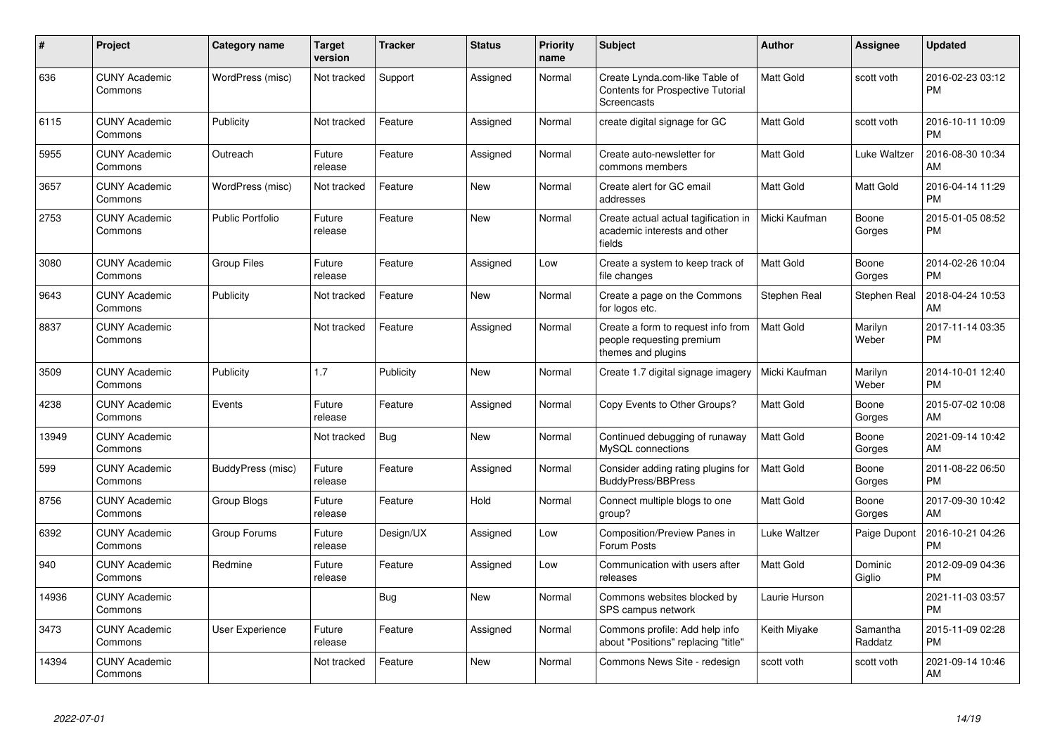| # | Project | Category name | Target version | Tracker | Status | Priority name | Subject | Author | Assignee | Updated |
|---|---|---|---|---|---|---|---|---|---|---|
| 636 | CUNY Academic Commons | WordPress (misc) | Not tracked | Support | Assigned | Normal | Create Lynda.com-like Table of Contents for Prospective Tutorial Screencasts | Matt Gold | scott voth | 2016-02-23 03:12 PM |
| 6115 | CUNY Academic Commons | Publicity | Not tracked | Feature | Assigned | Normal | create digital signage for GC | Matt Gold | scott voth | 2016-10-11 10:09 PM |
| 5955 | CUNY Academic Commons | Outreach | Future release | Feature | Assigned | Normal | Create auto-newsletter for commons members | Matt Gold | Luke Waltzer | 2016-08-30 10:34 AM |
| 3657 | CUNY Academic Commons | WordPress (misc) | Not tracked | Feature | New | Normal | Create alert for GC email addresses | Matt Gold | Matt Gold | 2016-04-14 11:29 PM |
| 2753 | CUNY Academic Commons | Public Portfolio | Future release | Feature | New | Normal | Create actual actual tagification in academic interests and other fields | Micki Kaufman | Boone Gorges | 2015-01-05 08:52 PM |
| 3080 | CUNY Academic Commons | Group Files | Future release | Feature | Assigned | Low | Create a system to keep track of file changes | Matt Gold | Boone Gorges | 2014-02-26 10:04 PM |
| 9643 | CUNY Academic Commons | Publicity | Not tracked | Feature | New | Normal | Create a page on the Commons for logos etc. | Stephen Real | Stephen Real | 2018-04-24 10:53 AM |
| 8837 | CUNY Academic Commons | | Not tracked | Feature | Assigned | Normal | Create a form to request info from people requesting premium themes and plugins | Matt Gold | Marilyn Weber | 2017-11-14 03:35 PM |
| 3509 | CUNY Academic Commons | Publicity | 1.7 | Publicity | New | Normal | Create 1.7 digital signage imagery | Micki Kaufman | Marilyn Weber | 2014-10-01 12:40 PM |
| 4238 | CUNY Academic Commons | Events | Future release | Feature | Assigned | Normal | Copy Events to Other Groups? | Matt Gold | Boone Gorges | 2015-07-02 10:08 AM |
| 13949 | CUNY Academic Commons | | Not tracked | Bug | New | Normal | Continued debugging of runaway MySQL connections | Matt Gold | Boone Gorges | 2021-09-14 10:42 AM |
| 599 | CUNY Academic Commons | BuddyPress (misc) | Future release | Feature | Assigned | Normal | Consider adding rating plugins for BuddyPress/BBPress | Matt Gold | Boone Gorges | 2011-08-22 06:50 PM |
| 8756 | CUNY Academic Commons | Group Blogs | Future release | Feature | Hold | Normal | Connect multiple blogs to one group? | Matt Gold | Boone Gorges | 2017-09-30 10:42 AM |
| 6392 | CUNY Academic Commons | Group Forums | Future release | Design/UX | Assigned | Low | Composition/Preview Panes in Forum Posts | Luke Waltzer | Paige Dupont | 2016-10-21 04:26 PM |
| 940 | CUNY Academic Commons | Redmine | Future release | Feature | Assigned | Low | Communication with users after releases | Matt Gold | Dominic Giglio | 2012-09-09 04:36 PM |
| 14936 | CUNY Academic Commons | | | Bug | New | Normal | Commons websites blocked by SPS campus network | Laurie Hurson | | 2021-11-03 03:57 PM |
| 3473 | CUNY Academic Commons | User Experience | Future release | Feature | Assigned | Normal | Commons profile: Add help info about "Positions" replacing "title" | Keith Miyake | Samantha Raddatz | 2015-11-09 02:28 PM |
| 14394 | CUNY Academic Commons | | Not tracked | Feature | New | Normal | Commons News Site - redesign | scott voth | scott voth | 2021-09-14 10:46 AM |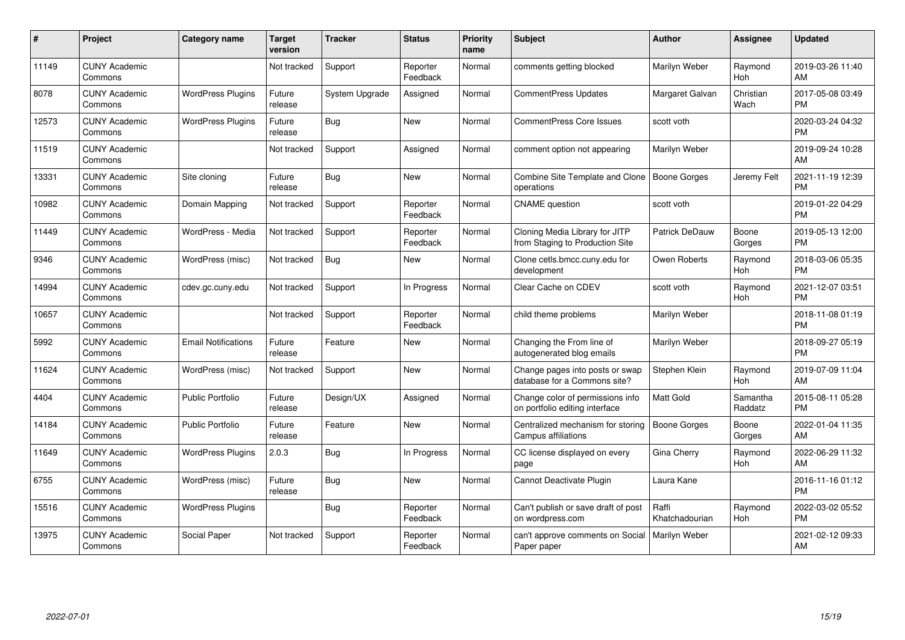| # | Project | Category name | Target version | Tracker | Status | Priority name | Subject | Author | Assignee | Updated |
|---|---|---|---|---|---|---|---|---|---|---|
| 11149 | CUNY Academic Commons | | Not tracked | Support | Reporter Feedback | Normal | comments getting blocked | Marilyn Weber | Raymond Hoh | 2019-03-26 11:40 AM |
| 8078 | CUNY Academic Commons | WordPress Plugins | Future release | System Upgrade | Assigned | Normal | CommentPress Updates | Margaret Galvan | Christian Wach | 2017-05-08 03:49 PM |
| 12573 | CUNY Academic Commons | WordPress Plugins | Future release | Bug | New | Normal | CommentPress Core Issues | scott voth | | 2020-03-24 04:32 PM |
| 11519 | CUNY Academic Commons | | Not tracked | Support | Assigned | Normal | comment option not appearing | Marilyn Weber | | 2019-09-24 10:28 AM |
| 13331 | CUNY Academic Commons | Site cloning | Future release | Bug | New | Normal | Combine Site Template and Clone operations | Boone Gorges | Jeremy Felt | 2021-11-19 12:39 PM |
| 10982 | CUNY Academic Commons | Domain Mapping | Not tracked | Support | Reporter Feedback | Normal | CNAME question | scott voth | | 2019-01-22 04:29 PM |
| 11449 | CUNY Academic Commons | WordPress - Media | Not tracked | Support | Reporter Feedback | Normal | Cloning Media Library for JITP from Staging to Production Site | Patrick DeDauw | Boone Gorges | 2019-05-13 12:00 PM |
| 9346 | CUNY Academic Commons | WordPress (misc) | Not tracked | Bug | New | Normal | Clone cetls.bmcc.cuny.edu for development | Owen Roberts | Raymond Hoh | 2018-03-06 05:35 PM |
| 14994 | CUNY Academic Commons | cdev.gc.cuny.edu | Not tracked | Support | In Progress | Normal | Clear Cache on CDEV | scott voth | Raymond Hoh | 2021-12-07 03:51 PM |
| 10657 | CUNY Academic Commons | | Not tracked | Support | Reporter Feedback | Normal | child theme problems | Marilyn Weber | | 2018-11-08 01:19 PM |
| 5992 | CUNY Academic Commons | Email Notifications | Future release | Feature | New | Normal | Changing the From line of autogenerated blog emails | Marilyn Weber | | 2018-09-27 05:19 PM |
| 11624 | CUNY Academic Commons | WordPress (misc) | Not tracked | Support | New | Normal | Change pages into posts or swap database for a Commons site? | Stephen Klein | Raymond Hoh | 2019-07-09 11:04 AM |
| 4404 | CUNY Academic Commons | Public Portfolio | Future release | Design/UX | Assigned | Normal | Change color of permissions info on portfolio editing interface | Matt Gold | Samantha Raddatz | 2015-08-11 05:28 PM |
| 14184 | CUNY Academic Commons | Public Portfolio | Future release | Feature | New | Normal | Centralized mechanism for storing Campus affiliations | Boone Gorges | Boone Gorges | 2022-01-04 11:35 AM |
| 11649 | CUNY Academic Commons | WordPress Plugins | 2.0.3 | Bug | In Progress | Normal | CC license displayed on every page | Gina Cherry | Raymond Hoh | 2022-06-29 11:32 AM |
| 6755 | CUNY Academic Commons | WordPress (misc) | Future release | Bug | New | Normal | Cannot Deactivate Plugin | Laura Kane | | 2016-11-16 01:12 PM |
| 15516 | CUNY Academic Commons | WordPress Plugins | | Bug | Reporter Feedback | Normal | Can't publish or save draft of post on wordpress.com | Raffi Khatchadourian | Raymond Hoh | 2022-03-02 05:52 PM |
| 13975 | CUNY Academic Commons | Social Paper | Not tracked | Support | Reporter Feedback | Normal | can't approve comments on Social Paper paper | Marilyn Weber | | 2021-02-12 09:33 AM |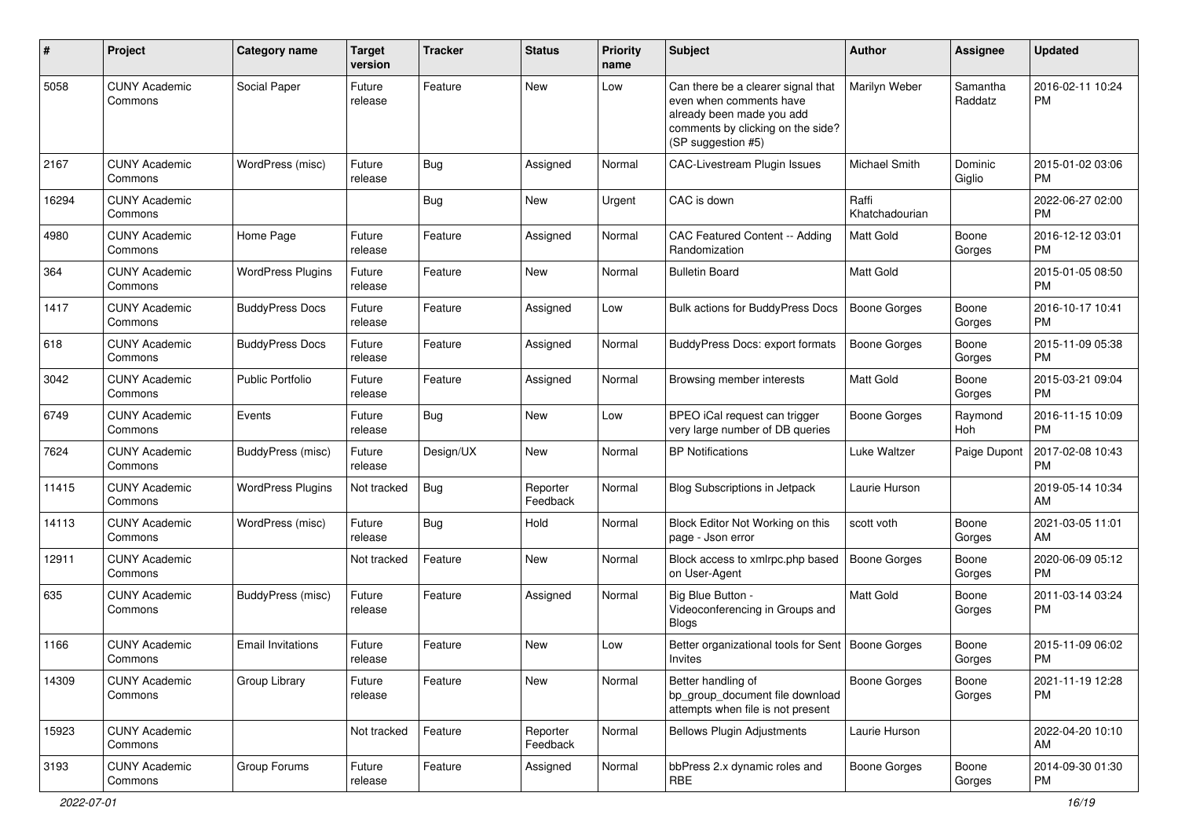| # | Project | Category name | Target version | Tracker | Status | Priority name | Subject | Author | Assignee | Updated |
|---|---|---|---|---|---|---|---|---|---|---|
| 5058 | CUNY Academic Commons | Social Paper | Future release | Feature | New | Low | Can there be a clearer signal that even when comments have already been made you add comments by clicking on the side? (SP suggestion #5) | Marilyn Weber | Samantha Raddatz | 2016-02-11 10:24 PM |
| 2167 | CUNY Academic Commons | WordPress (misc) | Future release | Bug | Assigned | Normal | CAC-Livestream Plugin Issues | Michael Smith | Dominic Giglio | 2015-01-02 03:06 PM |
| 16294 | CUNY Academic Commons | | | Bug | New | Urgent | CAC is down | Raffi Khatchadourian | | 2022-06-27 02:00 PM |
| 4980 | CUNY Academic Commons | Home Page | Future release | Feature | Assigned | Normal | CAC Featured Content -- Adding Randomization | Matt Gold | Boone Gorges | 2016-12-12 03:01 PM |
| 364 | CUNY Academic Commons | WordPress Plugins | Future release | Feature | New | Normal | Bulletin Board | Matt Gold | | 2015-01-05 08:50 PM |
| 1417 | CUNY Academic Commons | BuddyPress Docs | Future release | Feature | Assigned | Low | Bulk actions for BuddyPress Docs | Boone Gorges | Boone Gorges | 2016-10-17 10:41 PM |
| 618 | CUNY Academic Commons | BuddyPress Docs | Future release | Feature | Assigned | Normal | BuddyPress Docs: export formats | Boone Gorges | Boone Gorges | 2015-11-09 05:38 PM |
| 3042 | CUNY Academic Commons | Public Portfolio | Future release | Feature | Assigned | Normal | Browsing member interests | Matt Gold | Boone Gorges | 2015-03-21 09:04 PM |
| 6749 | CUNY Academic Commons | Events | Future release | Bug | New | Low | BPEO iCal request can trigger very large number of DB queries | Boone Gorges | Raymond Hoh | 2016-11-15 10:09 PM |
| 7624 | CUNY Academic Commons | BuddyPress (misc) | Future release | Design/UX | New | Normal | BP Notifications | Luke Waltzer | Paige Dupont | 2017-02-08 10:43 PM |
| 11415 | CUNY Academic Commons | WordPress Plugins | Not tracked | Bug | Reporter Feedback | Normal | Blog Subscriptions in Jetpack | Laurie Hurson | | 2019-05-14 10:34 AM |
| 14113 | CUNY Academic Commons | WordPress (misc) | Future release | Bug | Hold | Normal | Block Editor Not Working on this page - Json error | scott voth | Boone Gorges | 2021-03-05 11:01 AM |
| 12911 | CUNY Academic Commons | | Not tracked | Feature | New | Normal | Block access to xmlrpc.php based on User-Agent | Boone Gorges | Boone Gorges | 2020-06-09 05:12 PM |
| 635 | CUNY Academic Commons | BuddyPress (misc) | Future release | Feature | Assigned | Normal | Big Blue Button - Videoconferencing in Groups and Blogs | Matt Gold | Boone Gorges | 2011-03-14 03:24 PM |
| 1166 | CUNY Academic Commons | Email Invitations | Future release | Feature | New | Low | Better organizational tools for Sent Invites | Boone Gorges | Boone Gorges | 2015-11-09 06:02 PM |
| 14309 | CUNY Academic Commons | Group Library | Future release | Feature | New | Normal | Better handling of bp_group_document file download attempts when file is not present | Boone Gorges | Boone Gorges | 2021-11-19 12:28 PM |
| 15923 | CUNY Academic Commons | | Not tracked | Feature | Reporter Feedback | Normal | Bellows Plugin Adjustments | Laurie Hurson | | 2022-04-20 10:10 AM |
| 3193 | CUNY Academic Commons | Group Forums | Future release | Feature | Assigned | Normal | bbPress 2.x dynamic roles and RBE | Boone Gorges | Boone Gorges | 2014-09-30 01:30 PM |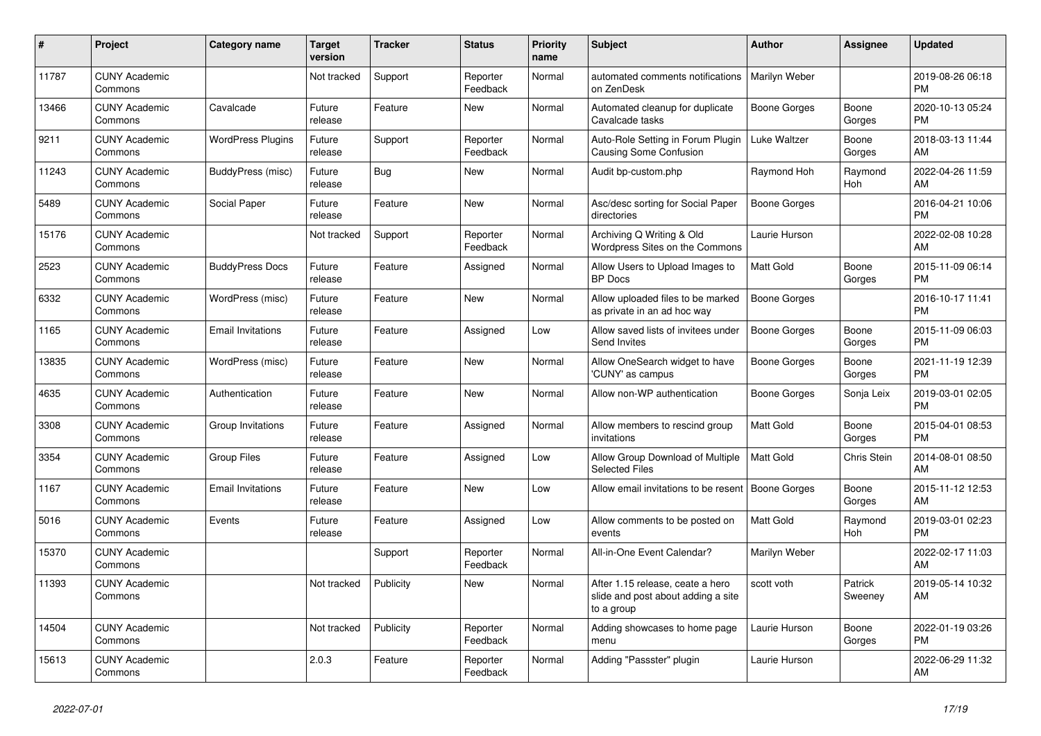| # | Project | Category name | Target version | Tracker | Status | Priority name | Subject | Author | Assignee | Updated |
|---|---|---|---|---|---|---|---|---|---|---|
| 11787 | CUNY Academic Commons | | Not tracked | Support | Reporter Feedback | Normal | automated comments notifications on ZenDesk | Marilyn Weber | | 2019-08-26 06:18 PM |
| 13466 | CUNY Academic Commons | Cavalcade | Future release | Feature | New | Normal | Automated cleanup for duplicate Cavalcade tasks | Boone Gorges | Boone Gorges | 2020-10-13 05:24 PM |
| 9211 | CUNY Academic Commons | WordPress Plugins | Future release | Support | Reporter Feedback | Normal | Auto-Role Setting in Forum Plugin Causing Some Confusion | Luke Waltzer | Boone Gorges | 2018-03-13 11:44 AM |
| 11243 | CUNY Academic Commons | BuddyPress (misc) | Future release | Bug | New | Normal | Audit bp-custom.php | Raymond Hoh | Raymond Hoh | 2022-04-26 11:59 AM |
| 5489 | CUNY Academic Commons | Social Paper | Future release | Feature | New | Normal | Asc/desc sorting for Social Paper directories | Boone Gorges | | 2016-04-21 10:06 PM |
| 15176 | CUNY Academic Commons | | Not tracked | Support | Reporter Feedback | Normal | Archiving Q Writing & Old Wordpress Sites on the Commons | Laurie Hurson | | 2022-02-08 10:28 AM |
| 2523 | CUNY Academic Commons | BuddyPress Docs | Future release | Feature | Assigned | Normal | Allow Users to Upload Images to BP Docs | Matt Gold | Boone Gorges | 2015-11-09 06:14 PM |
| 6332 | CUNY Academic Commons | WordPress (misc) | Future release | Feature | New | Normal | Allow uploaded files to be marked as private in an ad hoc way | Boone Gorges | | 2016-10-17 11:41 PM |
| 1165 | CUNY Academic Commons | Email Invitations | Future release | Feature | Assigned | Low | Allow saved lists of invitees under Send Invites | Boone Gorges | Boone Gorges | 2015-11-09 06:03 PM |
| 13835 | CUNY Academic Commons | WordPress (misc) | Future release | Feature | New | Normal | Allow OneSearch widget to have 'CUNY' as campus | Boone Gorges | Boone Gorges | 2021-11-19 12:39 PM |
| 4635 | CUNY Academic Commons | Authentication | Future release | Feature | New | Normal | Allow non-WP authentication | Boone Gorges | Sonja Leix | 2019-03-01 02:05 PM |
| 3308 | CUNY Academic Commons | Group Invitations | Future release | Feature | Assigned | Normal | Allow members to rescind group invitations | Matt Gold | Boone Gorges | 2015-04-01 08:53 PM |
| 3354 | CUNY Academic Commons | Group Files | Future release | Feature | Assigned | Low | Allow Group Download of Multiple Selected Files | Matt Gold | Chris Stein | 2014-08-01 08:50 AM |
| 1167 | CUNY Academic Commons | Email Invitations | Future release | Feature | New | Low | Allow email invitations to be resent | Boone Gorges | Boone Gorges | 2015-11-12 12:53 AM |
| 5016 | CUNY Academic Commons | Events | Future release | Feature | Assigned | Low | Allow comments to be posted on events | Matt Gold | Raymond Hoh | 2019-03-01 02:23 PM |
| 15370 | CUNY Academic Commons | | | Support | Reporter Feedback | Normal | All-in-One Event Calendar? | Marilyn Weber | | 2022-02-17 11:03 AM |
| 11393 | CUNY Academic Commons | | Not tracked | Publicity | New | Normal | After 1.15 release, ceate a hero slide and post about adding a site to a group | scott voth | Patrick Sweeney | 2019-05-14 10:32 AM |
| 14504 | CUNY Academic Commons | | Not tracked | Publicity | Reporter Feedback | Normal | Adding showcases to home page menu | Laurie Hurson | Boone Gorges | 2022-01-19 03:26 PM |
| 15613 | CUNY Academic Commons | | 2.0.3 | Feature | Reporter Feedback | Normal | Adding "Passster" plugin | Laurie Hurson | | 2022-06-29 11:32 AM |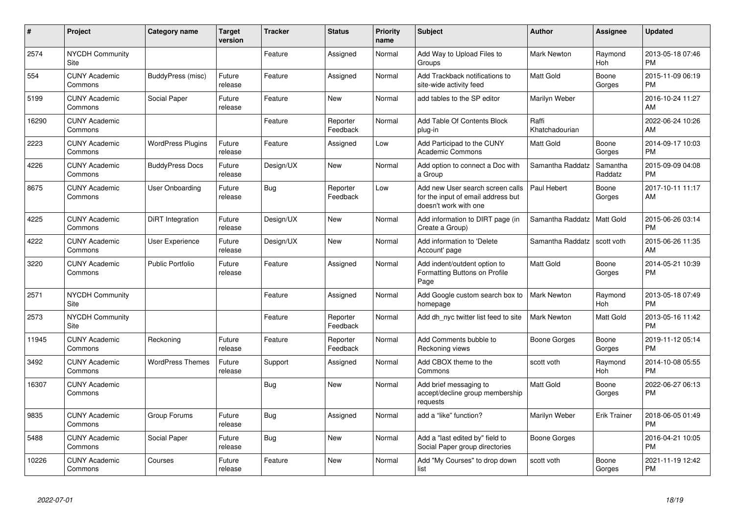| # | Project | Category name | Target version | Tracker | Status | Priority name | Subject | Author | Assignee | Updated |
|---|---|---|---|---|---|---|---|---|---|---|
| 2574 | NYCDH Community Site | | | Feature | Assigned | Normal | Add Way to Upload Files to Groups | Mark Newton | Raymond Hoh | 2013-05-18 07:46 PM |
| 554 | CUNY Academic Commons | BuddyPress (misc) | Future release | Feature | Assigned | Normal | Add Trackback notifications to site-wide activity feed | Matt Gold | Boone Gorges | 2015-11-09 06:19 PM |
| 5199 | CUNY Academic Commons | Social Paper | Future release | Feature | New | Normal | add tables to the SP editor | Marilyn Weber | | 2016-10-24 11:27 AM |
| 16290 | CUNY Academic Commons | | | Feature | Reporter Feedback | Normal | Add Table Of Contents Block plug-in | Raffi Khatchadourian | | 2022-06-24 10:26 AM |
| 2223 | CUNY Academic Commons | WordPress Plugins | Future release | Feature | Assigned | Low | Add Participad to the CUNY Academic Commons | Matt Gold | Boone Gorges | 2014-09-17 10:03 PM |
| 4226 | CUNY Academic Commons | BuddyPress Docs | Future release | Design/UX | New | Normal | Add option to connect a Doc with a Group | Samantha Raddatz | Samantha Raddatz | 2015-09-09 04:08 PM |
| 8675 | CUNY Academic Commons | User Onboarding | Future release | Bug | Reporter Feedback | Low | Add new User search screen calls for the input of email address but doesn't work with one | Paul Hebert | Boone Gorges | 2017-10-11 11:17 AM |
| 4225 | CUNY Academic Commons | DiRT Integration | Future release | Design/UX | New | Normal | Add information to DIRT page (in Create a Group) | Samantha Raddatz | Matt Gold | 2015-06-26 03:14 PM |
| 4222 | CUNY Academic Commons | User Experience | Future release | Design/UX | New | Normal | Add information to 'Delete Account' page | Samantha Raddatz | scott voth | 2015-06-26 11:35 AM |
| 3220 | CUNY Academic Commons | Public Portfolio | Future release | Feature | Assigned | Normal | Add indent/outdent option to Formatting Buttons on Profile Page | Matt Gold | Boone Gorges | 2014-05-21 10:39 PM |
| 2571 | NYCDH Community Site | | | Feature | Assigned | Normal | Add Google custom search box to homepage | Mark Newton | Raymond Hoh | 2013-05-18 07:49 PM |
| 2573 | NYCDH Community Site | | | Feature | Reporter Feedback | Normal | Add dh_nyc twitter list feed to site | Mark Newton | Matt Gold | 2013-05-16 11:42 PM |
| 11945 | CUNY Academic Commons | Reckoning | Future release | Feature | Reporter Feedback | Normal | Add Comments bubble to Reckoning views | Boone Gorges | Boone Gorges | 2019-11-12 05:14 PM |
| 3492 | CUNY Academic Commons | WordPress Themes | Future release | Support | Assigned | Normal | Add CBOX theme to the Commons | scott voth | Raymond Hoh | 2014-10-08 05:55 PM |
| 16307 | CUNY Academic Commons | | | Bug | New | Normal | Add brief messaging to accept/decline group membership requests | Matt Gold | Boone Gorges | 2022-06-27 06:13 PM |
| 9835 | CUNY Academic Commons | Group Forums | Future release | Bug | Assigned | Normal | add a "like" function? | Marilyn Weber | Erik Trainer | 2018-06-05 01:49 PM |
| 5488 | CUNY Academic Commons | Social Paper | Future release | Bug | New | Normal | Add a "last edited by" field to Social Paper group directories | Boone Gorges | | 2016-04-21 10:05 PM |
| 10226 | CUNY Academic Commons | Courses | Future release | Feature | New | Normal | Add "My Courses" to drop down list | scott voth | Boone Gorges | 2021-11-19 12:42 PM |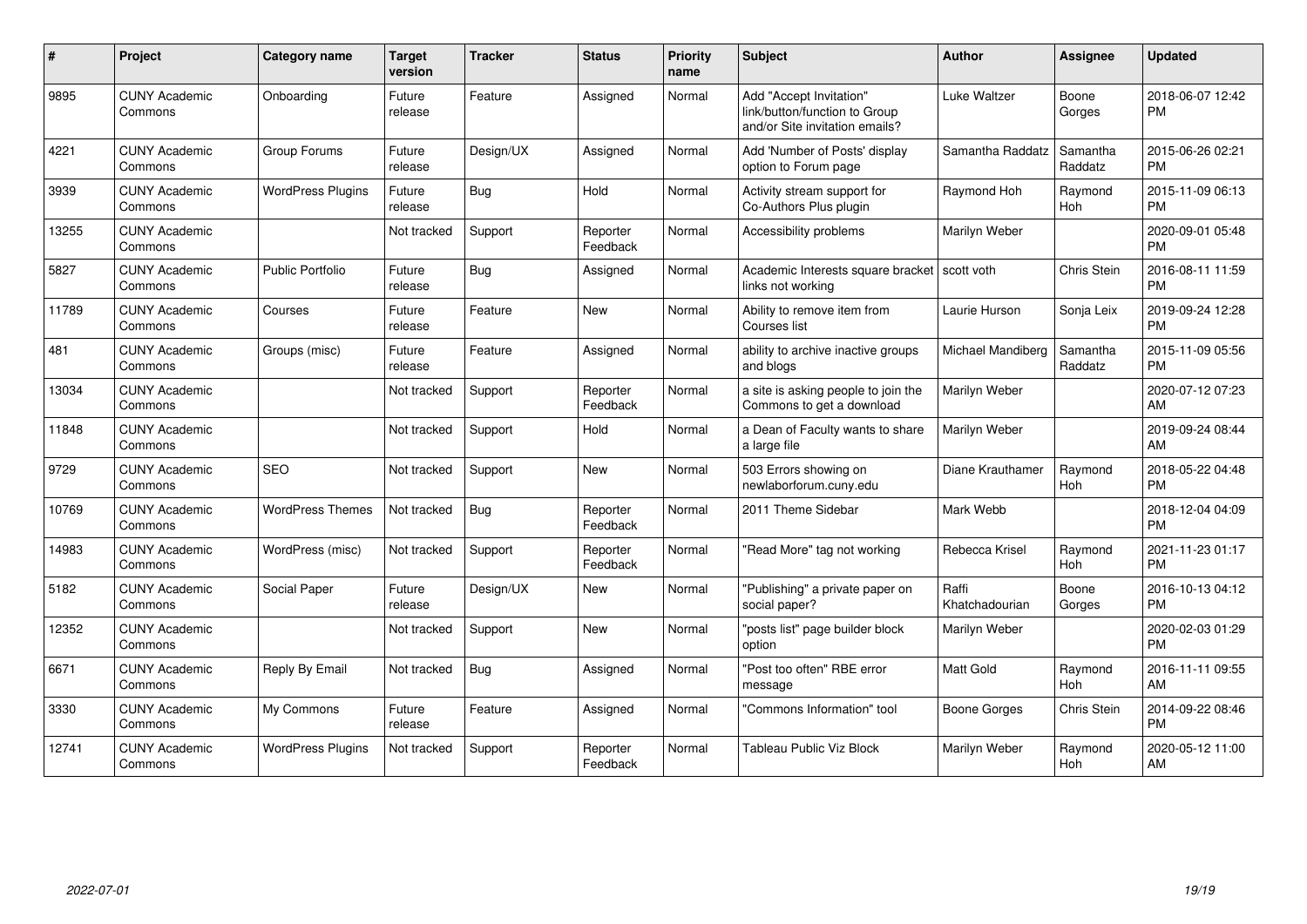| # | Project | Category name | Target version | Tracker | Status | Priority name | Subject | Author | Assignee | Updated |
|---|---|---|---|---|---|---|---|---|---|---|
| 9895 | CUNY Academic Commons | Onboarding | Future release | Feature | Assigned | Normal | Add "Accept Invitation" link/button/function to Group and/or Site invitation emails? | Luke Waltzer | Boone Gorges | 2018-06-07 12:42 PM |
| 4221 | CUNY Academic Commons | Group Forums | Future release | Design/UX | Assigned | Normal | Add 'Number of Posts' display option to Forum page | Samantha Raddatz | Samantha Raddatz | 2015-06-26 02:21 PM |
| 3939 | CUNY Academic Commons | WordPress Plugins | Future release | Bug | Hold | Normal | Activity stream support for Co-Authors Plus plugin | Raymond Hoh | Raymond Hoh | 2015-11-09 06:13 PM |
| 13255 | CUNY Academic Commons | | Not tracked | Support | Reporter Feedback | Normal | Accessibility problems | Marilyn Weber | | 2020-09-01 05:48 PM |
| 5827 | CUNY Academic Commons | Public Portfolio | Future release | Bug | Assigned | Normal | Academic Interests square bracket links not working | scott voth | Chris Stein | 2016-08-11 11:59 PM |
| 11789 | CUNY Academic Commons | Courses | Future release | Feature | New | Normal | Ability to remove item from Courses list | Laurie Hurson | Sonja Leix | 2019-09-24 12:28 PM |
| 481 | CUNY Academic Commons | Groups (misc) | Future release | Feature | Assigned | Normal | ability to archive inactive groups and blogs | Michael Mandiberg | Samantha Raddatz | 2015-11-09 05:56 PM |
| 13034 | CUNY Academic Commons | | Not tracked | Support | Reporter Feedback | Normal | a site is asking people to join the Commons to get a download | Marilyn Weber | | 2020-07-12 07:23 AM |
| 11848 | CUNY Academic Commons | | Not tracked | Support | Hold | Normal | a Dean of Faculty wants to share a large file | Marilyn Weber | | 2019-09-24 08:44 AM |
| 9729 | CUNY Academic Commons | SEO | Not tracked | Support | New | Normal | 503 Errors showing on newlaborforum.cuny.edu | Diane Krauthamer | Raymond Hoh | 2018-05-22 04:48 PM |
| 10769 | CUNY Academic Commons | WordPress Themes | Not tracked | Bug | Reporter Feedback | Normal | 2011 Theme Sidebar | Mark Webb | | 2018-12-04 04:09 PM |
| 14983 | CUNY Academic Commons | WordPress (misc) | Not tracked | Support | Reporter Feedback | Normal | "Read More" tag not working | Rebecca Krisel | Raymond Hoh | 2021-11-23 01:17 PM |
| 5182 | CUNY Academic Commons | Social Paper | Future release | Design/UX | New | Normal | "Publishing" a private paper on social paper? | Raffi Khatchadourian | Boone Gorges | 2016-10-13 04:12 PM |
| 12352 | CUNY Academic Commons | | Not tracked | Support | New | Normal | "posts list" page builder block option | Marilyn Weber | | 2020-02-03 01:29 PM |
| 6671 | CUNY Academic Commons | Reply By Email | Not tracked | Bug | Assigned | Normal | "Post too often" RBE error message | Matt Gold | Raymond Hoh | 2016-11-11 09:55 AM |
| 3330 | CUNY Academic Commons | My Commons | Future release | Feature | Assigned | Normal | "Commons Information" tool | Boone Gorges | Chris Stein | 2014-09-22 08:46 PM |
| 12741 | CUNY Academic Commons | WordPress Plugins | Not tracked | Support | Reporter Feedback | Normal | Tableau Public Viz Block | Marilyn Weber | Raymond Hoh | 2020-05-12 11:00 AM |